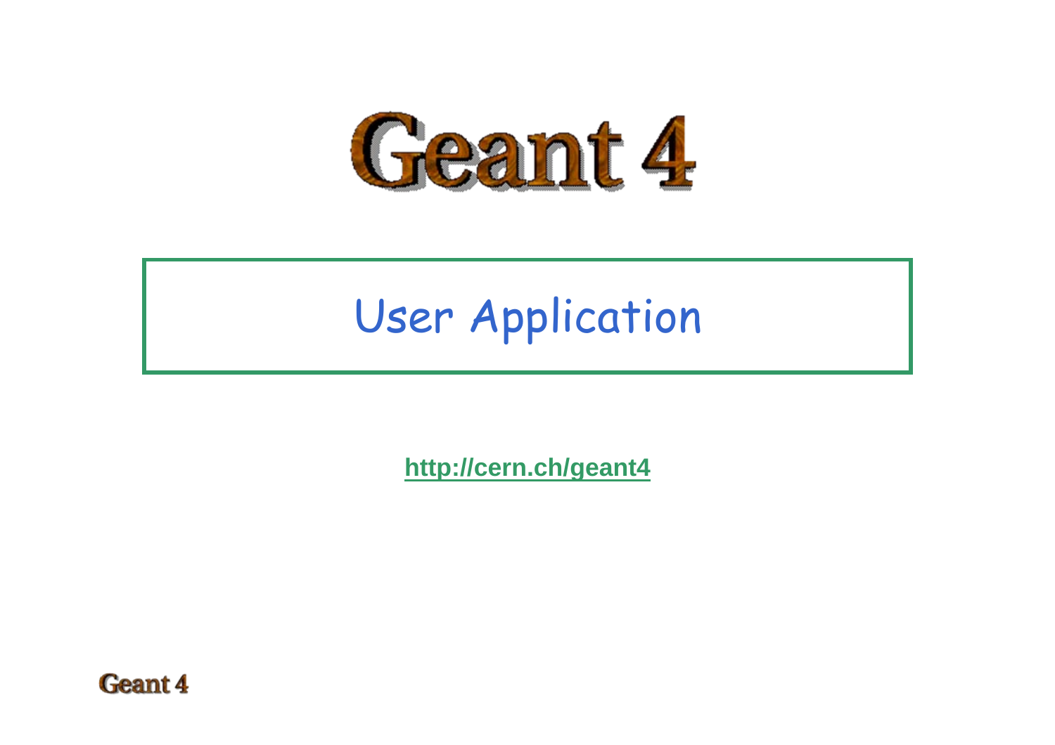# Geant 4

## User Application

http://cern.ch/geant4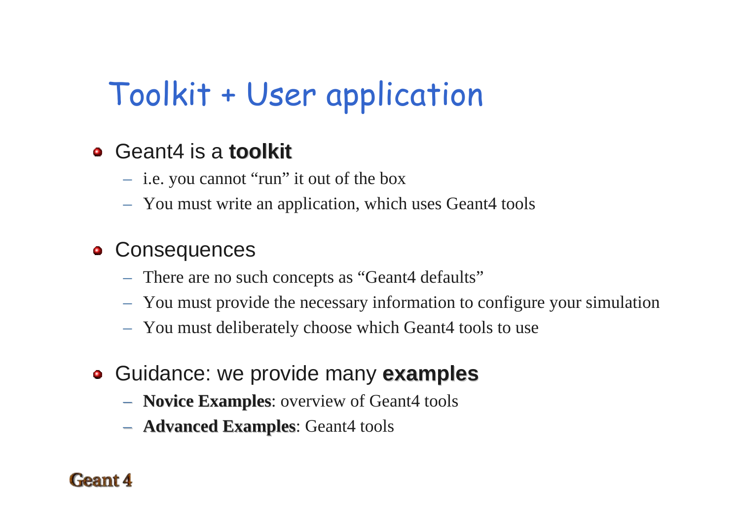# Toolkit + User application

- Geant4 is a **toolkit**
  - i.e. you cannot "run" it out of the box
  - You must write an application, which uses Geant4 tools
- Consequences
  - There are no such concepts as "Geant4 defaults"
  - You must provide the necessary information to configure your simulation
  - You must deliberately choose which Geant4 tools to use
- Guidance: we provide many **examples**
  - **Novice Examples**: overview of Geant4 tools
  - **Advanced Examples**: Geant4 tools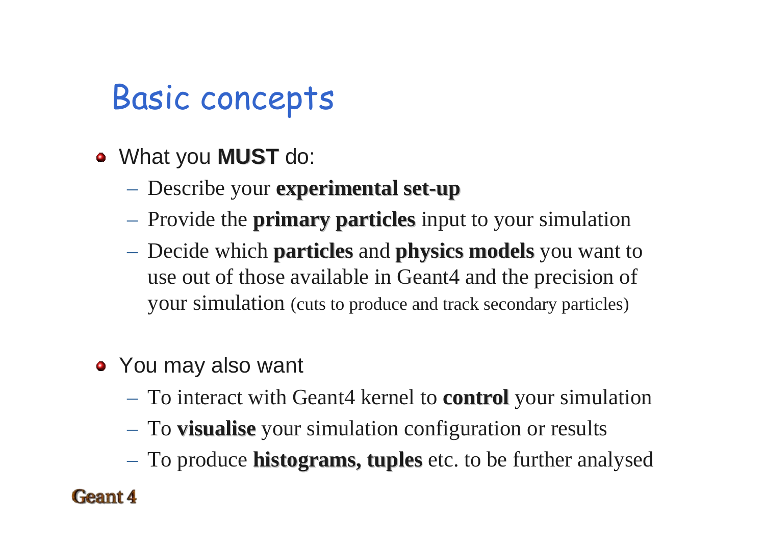# Basic concepts

- What you **MUST** do:
  - Describe your **experimental set-up**
  - Provide the **primary particles** input to your simulation
  - Decide which **particles** and **physics models** you want to use out of those available in Geant4 and the precision of your simulation (cuts to produce and track secondary particles)

- You may also want
  - To interact with Geant4 kernel to **control** your simulation
  - To **visualise** your simulation configuration or results
  - To produce **histograms, tuples** etc. to be further analysed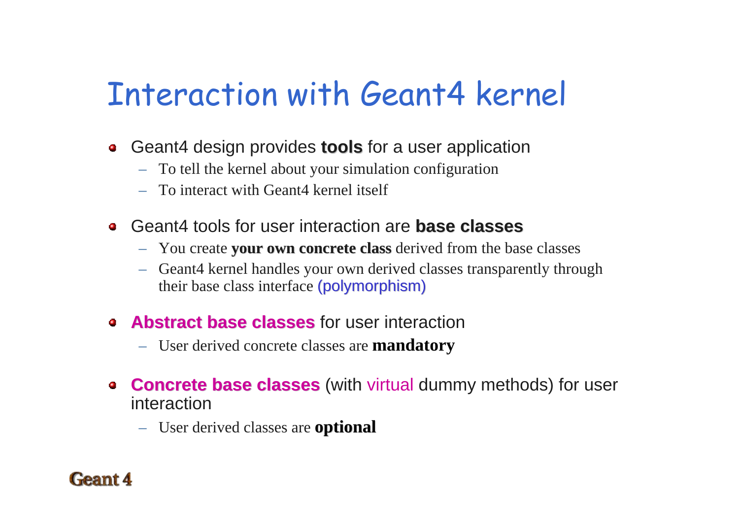# Interaction with Geant4 kernel

- Geant4 design provides **tools** for a user application
  - To tell the kernel about your simulation configuration
  - To interact with Geant4 kernel itself
- Geant4 tools for user interaction are **base classes**
  - You create **your own concrete class** derived from the base classes
  - Geant4 kernel handles your own derived classes transparently through their base class interface (polymorphism)
- **Abstract base classes** for user interaction
  - User derived concrete classes are **mandatory**
- **Concrete base classes** (with virtual dummy methods) for user interaction
  - User derived classes are **optional**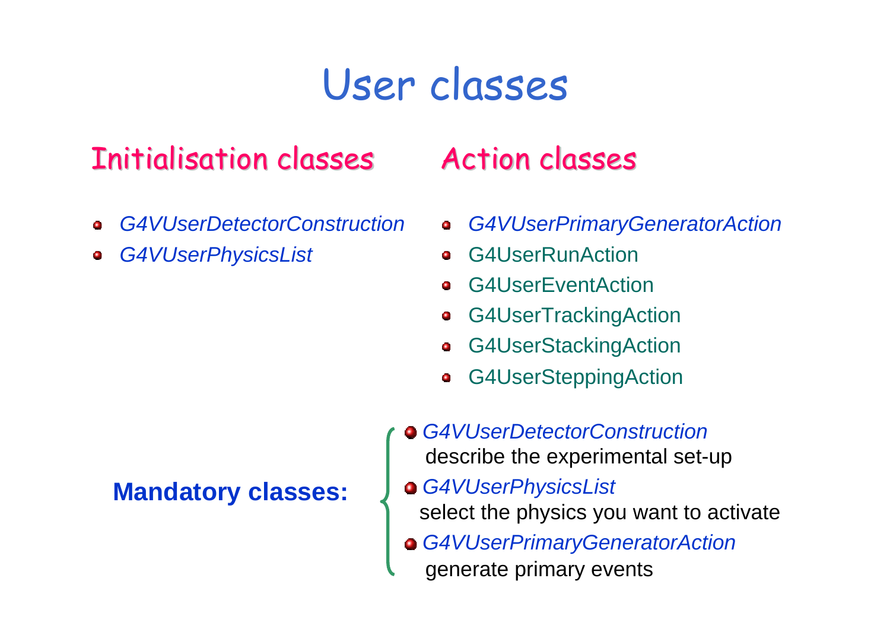# User classes

## Initialisation classes

- *G4VUserDetectorConstruction*
- *G4VUserPhysicsList*

## Action classes

- *G4VUserPrimaryGeneratorAction*
- G4UserRunAction
- G4UserEventAction
- G4UserTrackingAction
- G4UserStackingAction
- G4UserSteppingAction

**Mandatory classes:**

- *G4VUserDetectorConstruction*
  describe the experimental set-up
- *G4VUserPhysicsList*
  select the physics you want to activate
- *G4VUserPrimaryGeneratorAction*
  generate primary events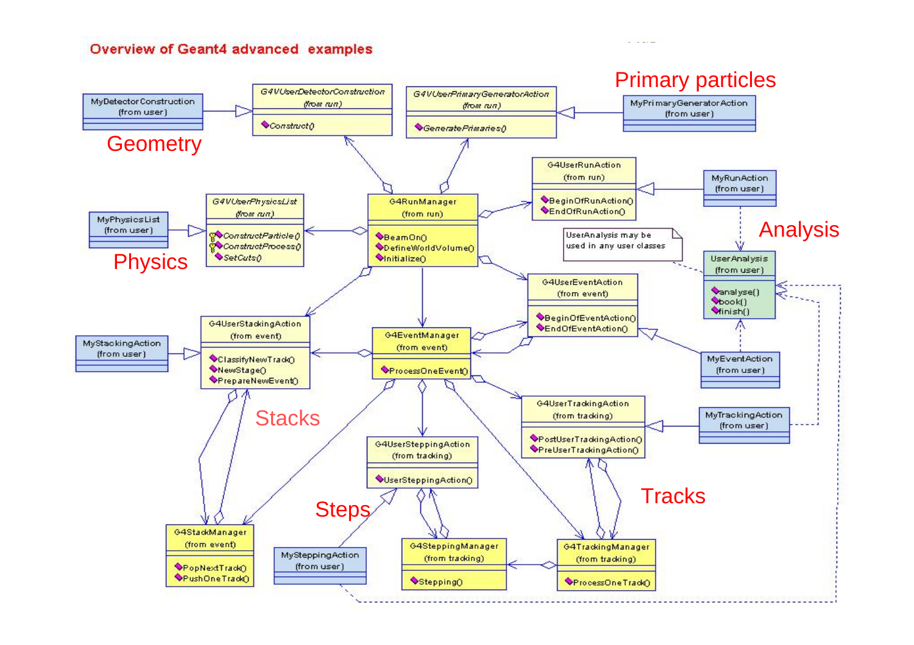# Overview of Geant4 advanced examples

Geometry

- MyDetectorConstruction (from user)
- G4VUserDetectorConstruction (from run)
  - Construct()

Primary particles

- G4VUserPrimaryGeneratorAction (from run)
  - GeneratePrimaries()
- MyPrimaryGeneratorAction (from user)

Physics

- MyPhysicsList (from user)
- G4VUserPhysicsList (from run)
  - ConstructParticle()
  - ConstructProcess()
  - SetCuts()

- G4RunManager (from run)
  - BeamOn()
  - DefineWorldVolume()
  - Initialize()

- G4UserRunAction (from run)
  - BeginOfRunAction()
  - EndOfRunAction()
- MyRunAction (from user)

Analysis

UserAnalysis may be used in any user classes

- UserAnalysis (from user)
  - analyse()
  - book()
  - finish()

- G4UserEventAction (from event)
  - BeginOfEventAction()
  - EndOfEventAction()
- MyEventAction (from user)

Stacks

- MyStackingAction (from user)
- G4UserStackingAction (from event)
  - ClassifyNewTrack()
  - NewStage()
  - PrepareNewEvent()
- G4EventManager (from event)
  - ProcessOneEvent()
- G4StackManager (from event)
  - PopNextTrack()
  - PushOneTrack()

Steps

- G4UserSteppingAction (from tracking)
  - UserSteppingAction()
- MySteppingAction (from user)
- G4SteppingManager (from tracking)
  - Stepping()

Tracks

- G4UserTrackingAction (from tracking)
  - PostUserTrackingAction()
  - PreUserTrackingAction()
- MyTrackingAction (from user)
- G4TrackingManager (from tracking)
  - ProcessOneTrack()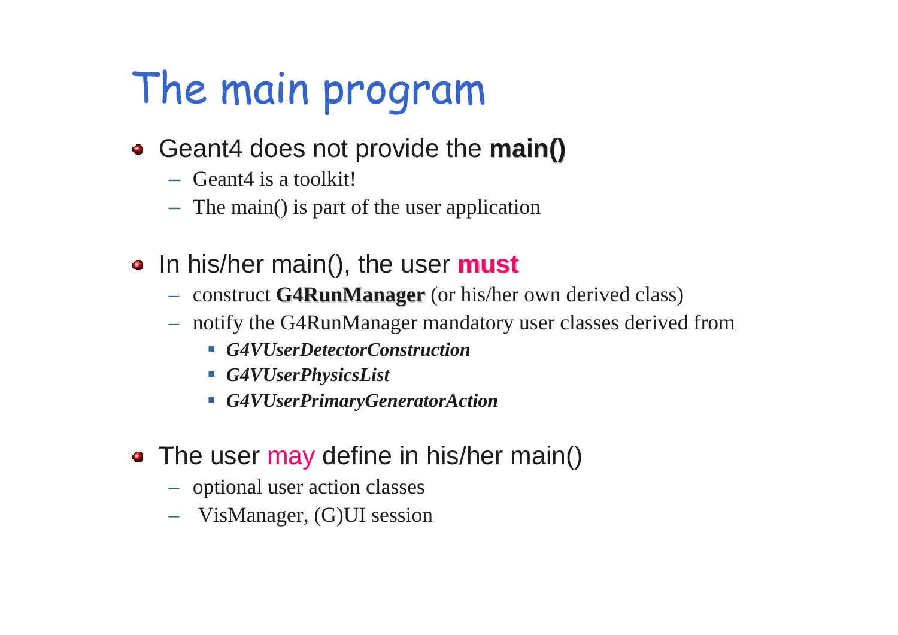# The main program

- Geant4 does not provide the **main()**
  - Geant4 is a toolkit!
  - The main() is part of the user application

- In his/her main(), the user **must**
  - construct **G4RunManager** (or his/her own derived class)
  - notify the G4RunManager mandatory user classes derived from
    - ***G4VUserDetectorConstruction***
    - ***G4VUserPhysicsList***
    - ***G4VUserPrimaryGeneratorAction***

- The user may define in his/her main()
  - optional user action classes
  - VisManager, (G)UI session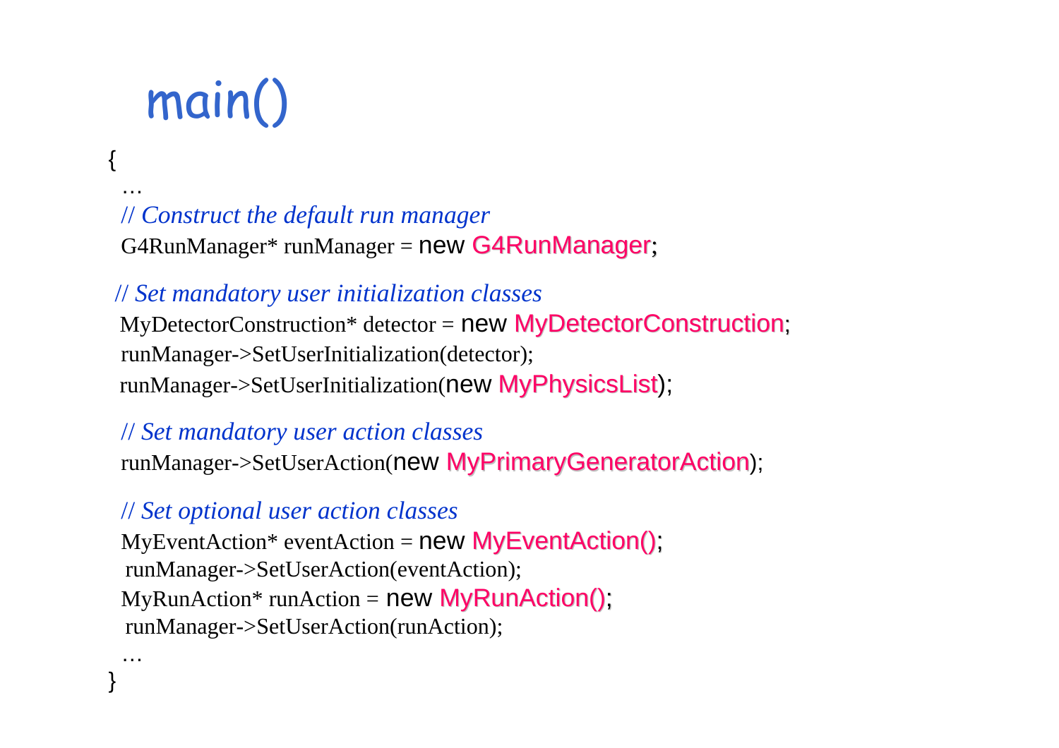# main()

```
{
  …
  // Construct the default run manager
  G4RunManager* runManager = new G4RunManager;

 // Set mandatory user initialization classes
 MyDetectorConstruction* detector = new MyDetectorConstruction;
 runManager->SetUserInitialization(detector);
 runManager->SetUserInitialization(new MyPhysicsList);

  // Set mandatory user action classes
  runManager->SetUserAction(new MyPrimaryGeneratorAction);

  // Set optional user action classes
  MyEventAction* eventAction = new MyEventAction();
   runManager->SetUserAction(eventAction);
  MyRunAction* runAction = new MyRunAction();
   runManager->SetUserAction(runAction);
  …
}
```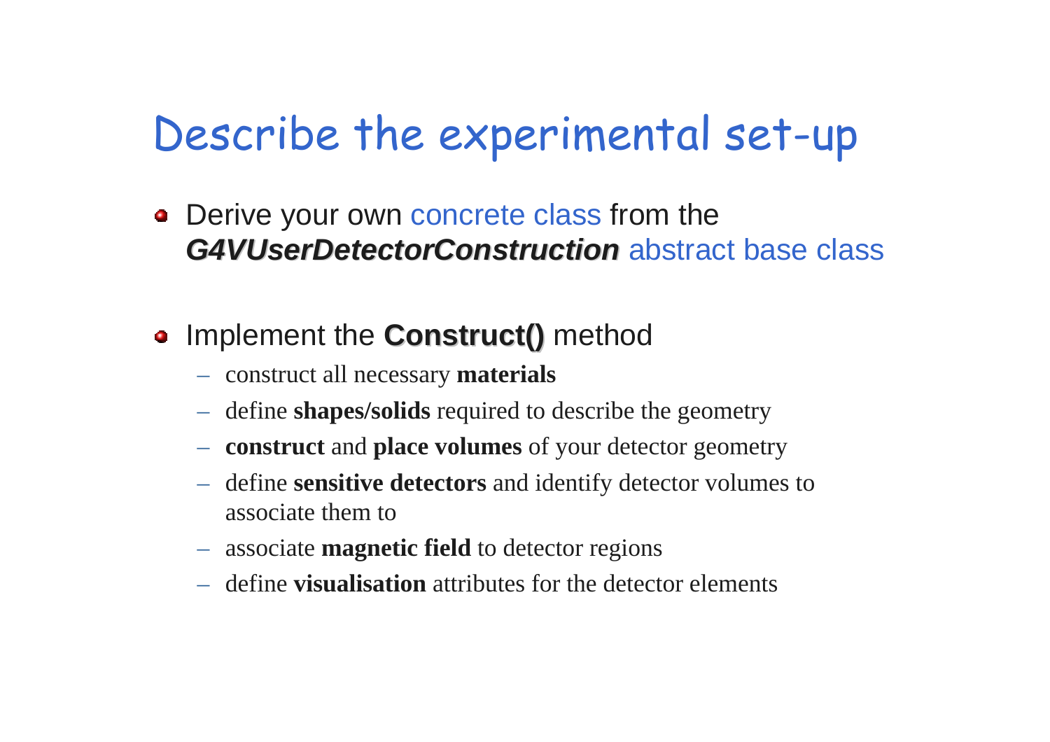# Describe the experimental set-up

- Derive your own concrete class from the ***G4VUserDetectorConstruction*** abstract base class

- Implement the **Construct()** method
  - construct all necessary **materials**
  - define **shapes/solids** required to describe the geometry
  - **construct** and **place volumes** of your detector geometry
  - define **sensitive detectors** and identify detector volumes to associate them to
  - associate **magnetic field** to detector regions
  - define **visualisation** attributes for the detector elements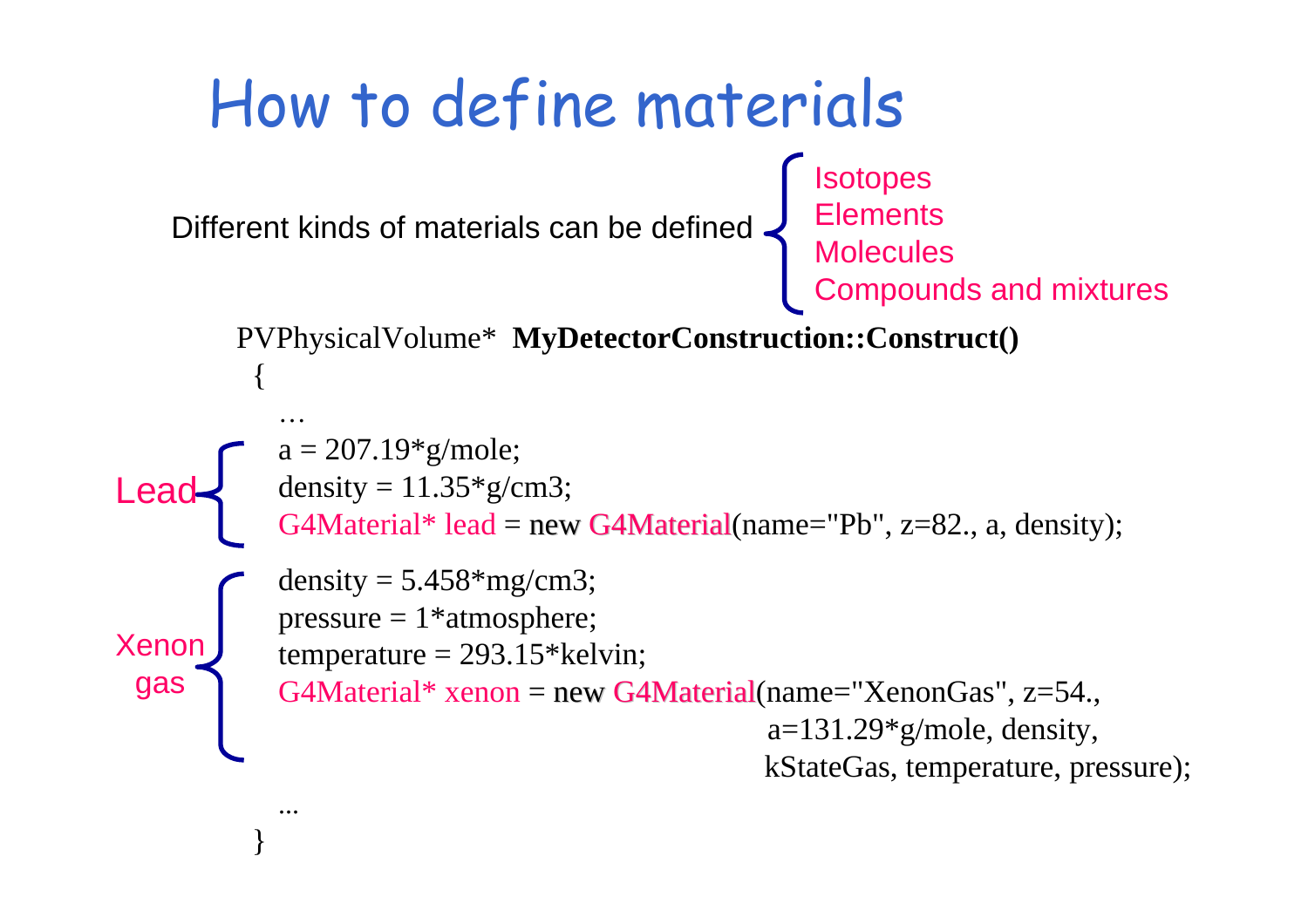# How to define materials

Different kinds of materials can be defined:

- Isotopes
- Elements
- Molecules
- Compounds and mixtures

```
PVPhysicalVolume*  MyDetectorConstruction::Construct()
 {
   …
   // Lead
   a = 207.19*g/mole;
   density = 11.35*g/cm3;
   G4Material* lead = new G4Material(name="Pb", z=82., a, density);

   // Xenon gas
   density = 5.458*mg/cm3;
   pressure = 1*atmosphere;
   temperature = 293.15*kelvin;
   G4Material* xenon = new G4Material(name="XenonGas", z=54.,
                                      a=131.29*g/mole, density,
                                      kStateGas, temperature, pressure);

   ...
 }
```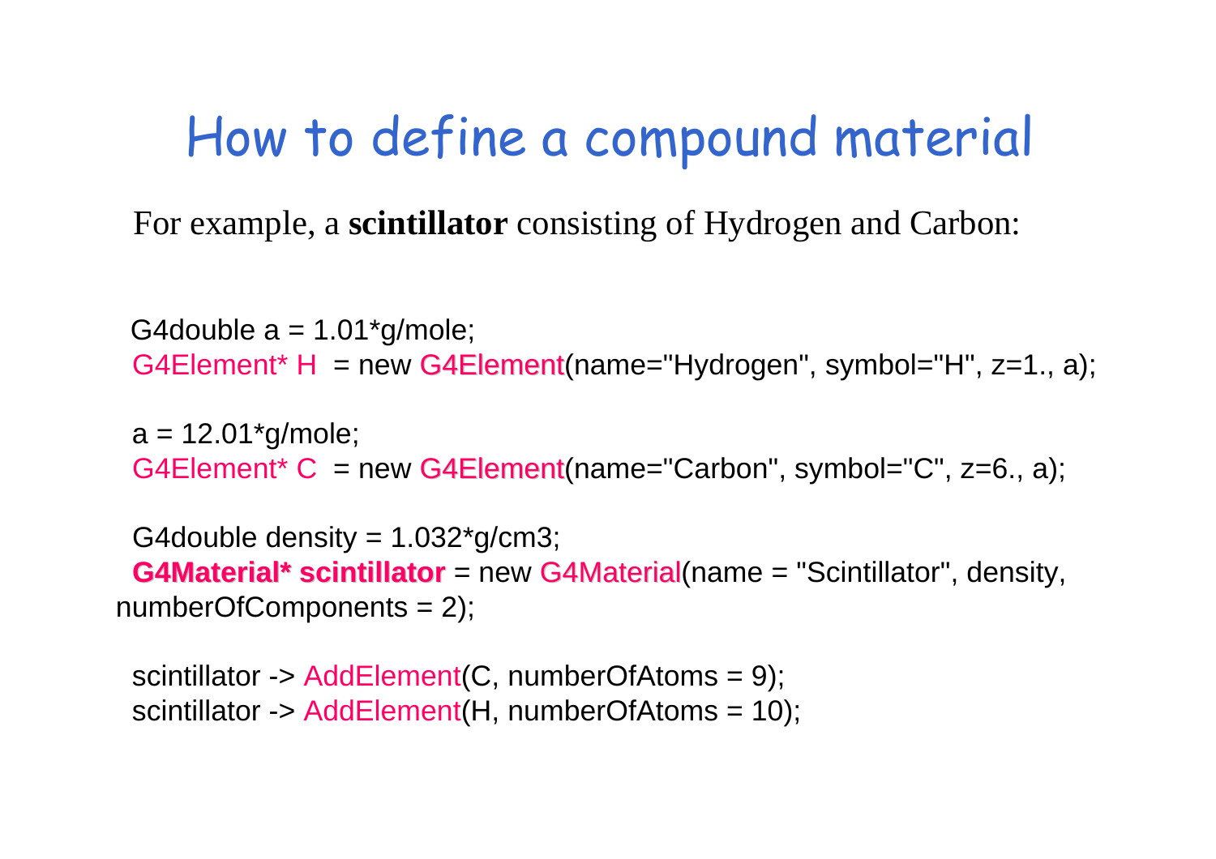# How to define a compound material

For example, a **scintillator** consisting of Hydrogen and Carbon:

```
G4double a = 1.01*g/mole;
G4Element* H  = new G4Element(name="Hydrogen", symbol="H", z=1., a);

a = 12.01*g/mole;
G4Element* C  = new G4Element(name="Carbon", symbol="C", z=6., a);

G4double density = 1.032*g/cm3;
G4Material* scintillator = new G4Material(name = "Scintillator", density,
numberOfComponents = 2);

scintillator -> AddElement(C, numberOfAtoms = 9);
scintillator -> AddElement(H, numberOfAtoms = 10);
```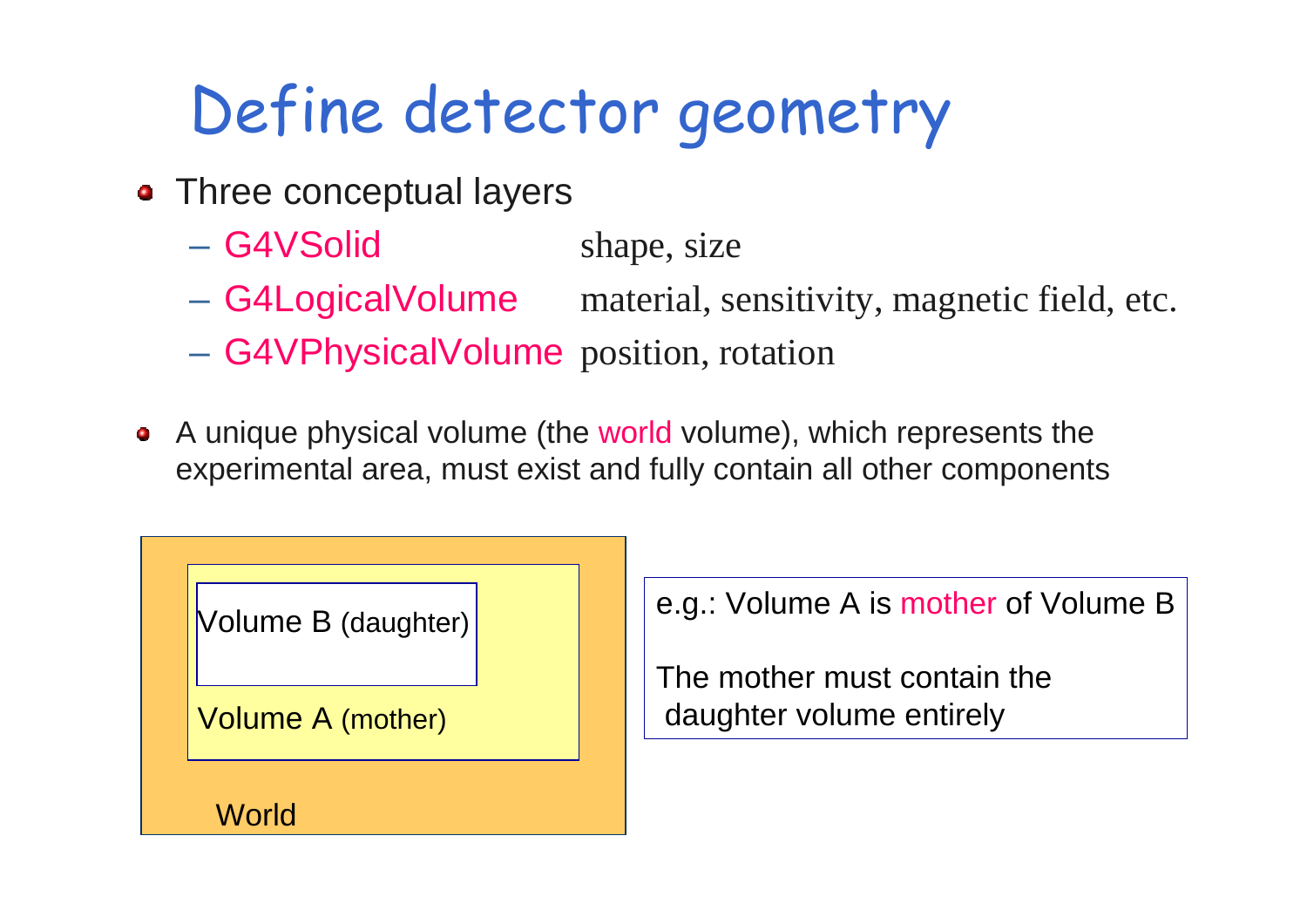# Define detector geometry

- Three conceptual layers
  - G4VSolid shape, size
  - G4LogicalVolume material, sensitivity, magnetic field, etc.
  - G4VPhysicalVolume position, rotation

- A unique physical volume (the world volume), which represents the experimental area, must exist and fully contain all other components

Volume B (daughter)

Volume A (mother)

World

e.g.: Volume A is mother of Volume B

The mother must contain the daughter volume entirely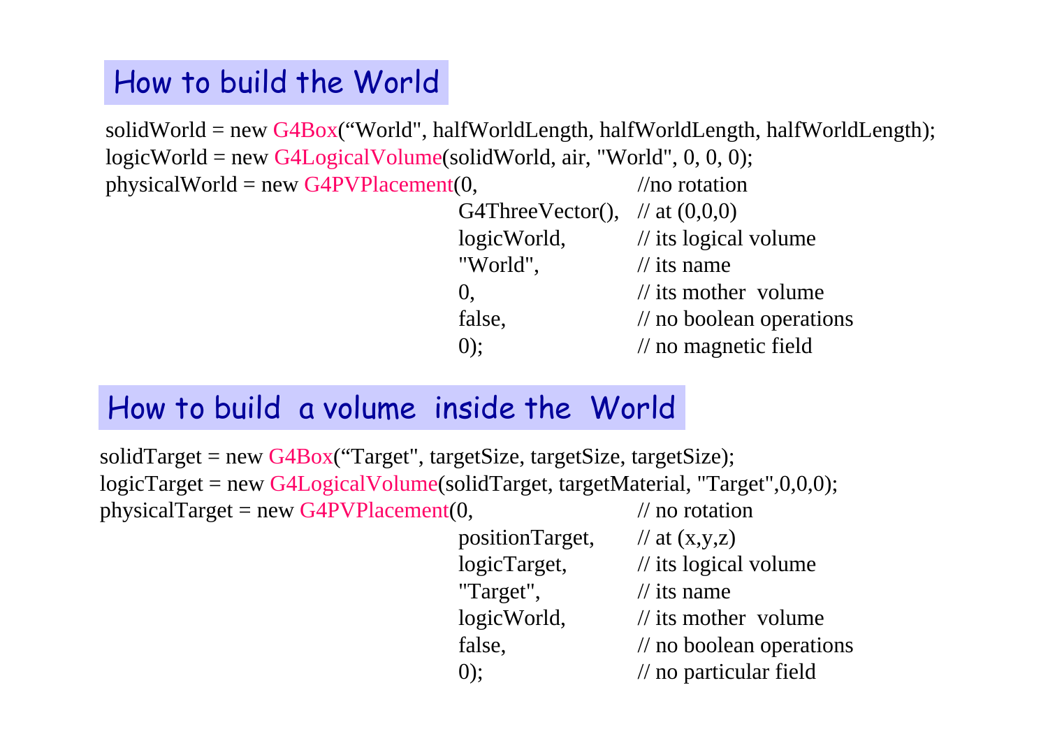## How to build the World

```
solidWorld = new G4Box(“World", halfWorldLength, halfWorldLength, halfWorldLength);
logicWorld = new G4LogicalVolume(solidWorld, air, "World", 0, 0, 0);
physicalWorld = new G4PVPlacement(0,                    //no rotation
                                  G4ThreeVector(),     // at (0,0,0)
                                  logicWorld,          // its logical volume
                                  "World",             // its name
                                  0,                   // its mother  volume
                                  false,               // no boolean operations
                                  0);                  // no magnetic field
```

## How to build a volume inside the World

```
solidTarget = new G4Box(“Target", targetSize, targetSize, targetSize);
logicTarget = new G4LogicalVolume(solidTarget, targetMaterial, "Target",0,0,0);
physicalTarget = new G4PVPlacement(0,                   // no rotation
                                   positionTarget,     // at (x,y,z)
                                   logicTarget,        // its logical volume
                                   "Target",           // its name
                                   logicWorld,         // its mother  volume
                                   false,              // no boolean operations
                                   0);                 // no particular field
```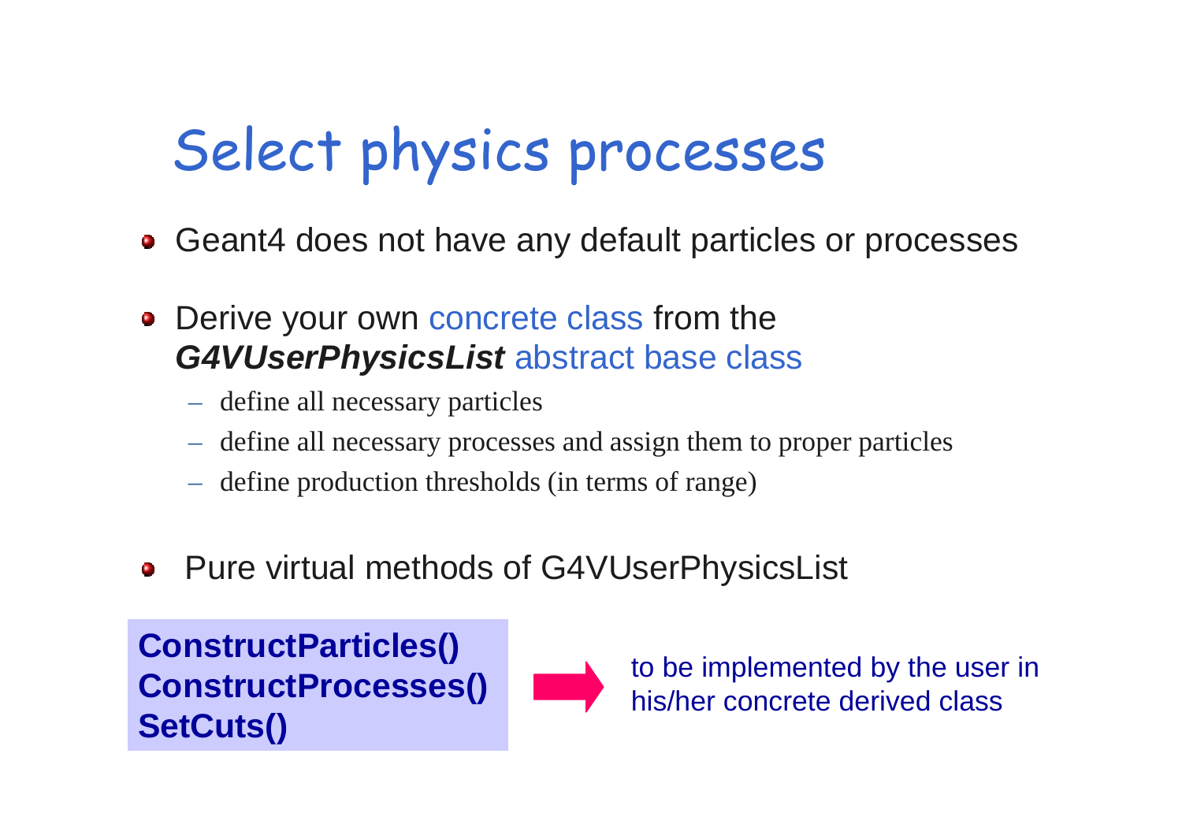# Select physics processes

- Geant4 does not have any default particles or processes

- Derive your own concrete class from the ***G4VUserPhysicsList*** abstract base class
  - define all necessary particles
  - define all necessary processes and assign them to proper particles
  - define production thresholds (in terms of range)

- Pure virtual methods of G4VUserPhysicsList

**ConstructParticles()**
**ConstructProcesses()**
**SetCuts()**

→ to be implemented by the user in his/her concrete derived class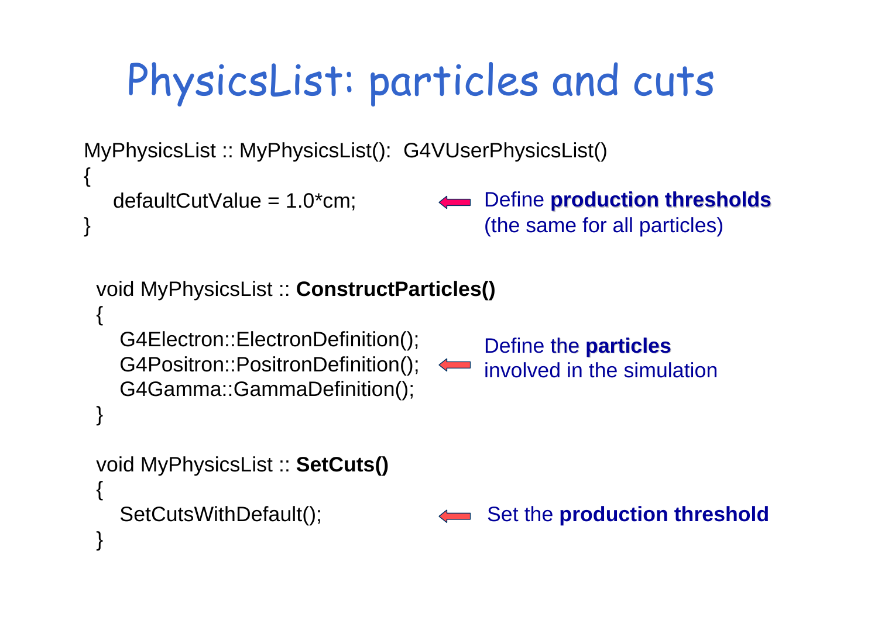# PhysicsList: particles and cuts

```
MyPhysicsList :: MyPhysicsList():  G4VUserPhysicsList()
{
   defaultCutValue = 1.0*cm;
}
```

⇐ Define **production thresholds** (the same for all particles)

```
void MyPhysicsList :: ConstructParticles()
{
   G4Electron::ElectronDefinition();
   G4Positron::PositronDefinition();
   G4Gamma::GammaDefinition();
}
```

⇐ Define the **particles** involved in the simulation

```
void MyPhysicsList :: SetCuts()
{
   SetCutsWithDefault();
}
```

⇐ Set the **production threshold**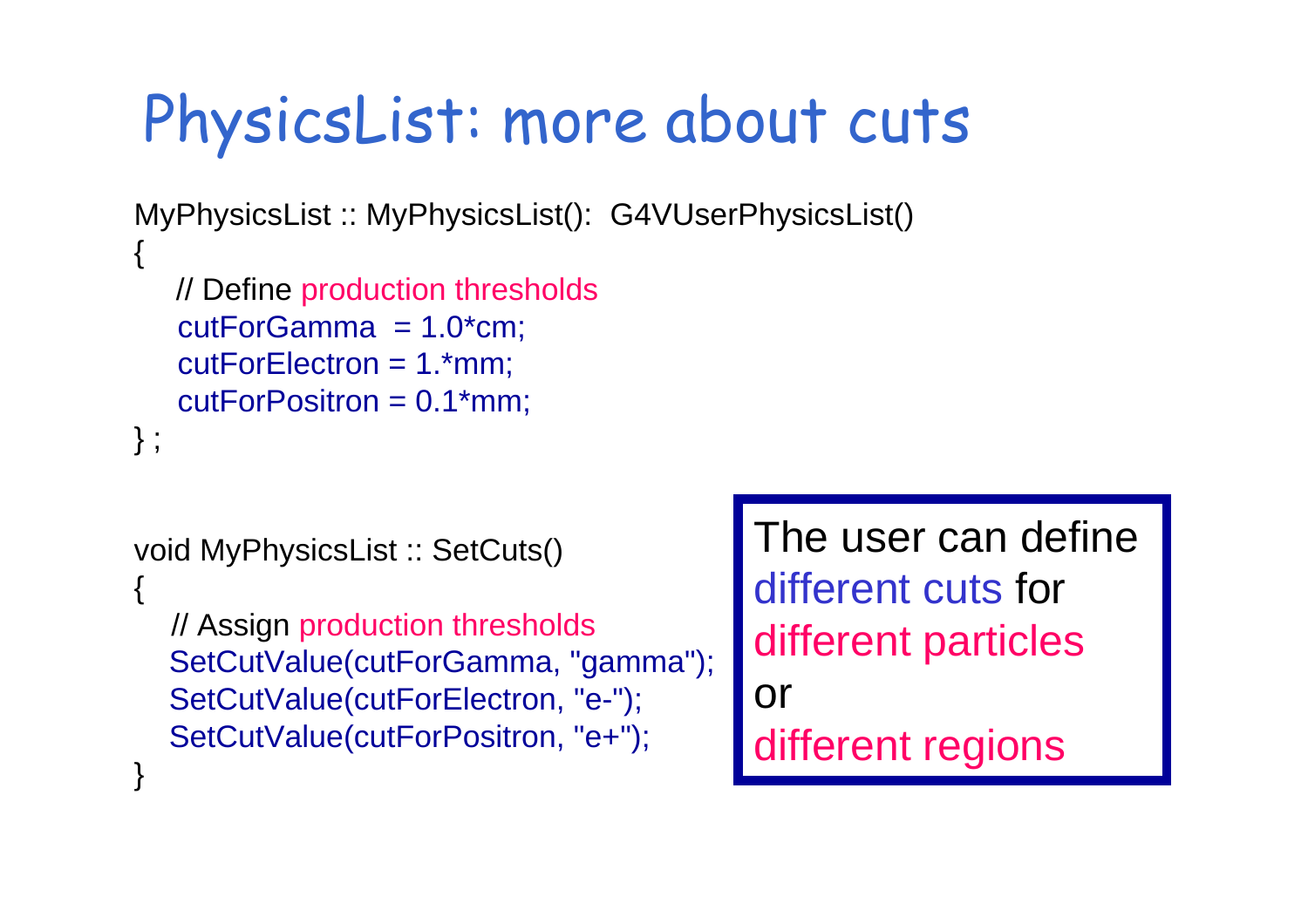# PhysicsList: more about cuts

```
MyPhysicsList :: MyPhysicsList():  G4VUserPhysicsList()
{
   // Define production thresholds
   cutForGamma  = 1.0*cm;
   cutForElectron = 1.*mm;
   cutForPositron = 0.1*mm;
} ;
```

```
void MyPhysicsList :: SetCuts()
{
   // Assign production thresholds
   SetCutValue(cutForGamma, "gamma");
   SetCutValue(cutForElectron, "e-");
   SetCutValue(cutForPositron, "e+");
}
```

The user can define different cuts for different particles or different regions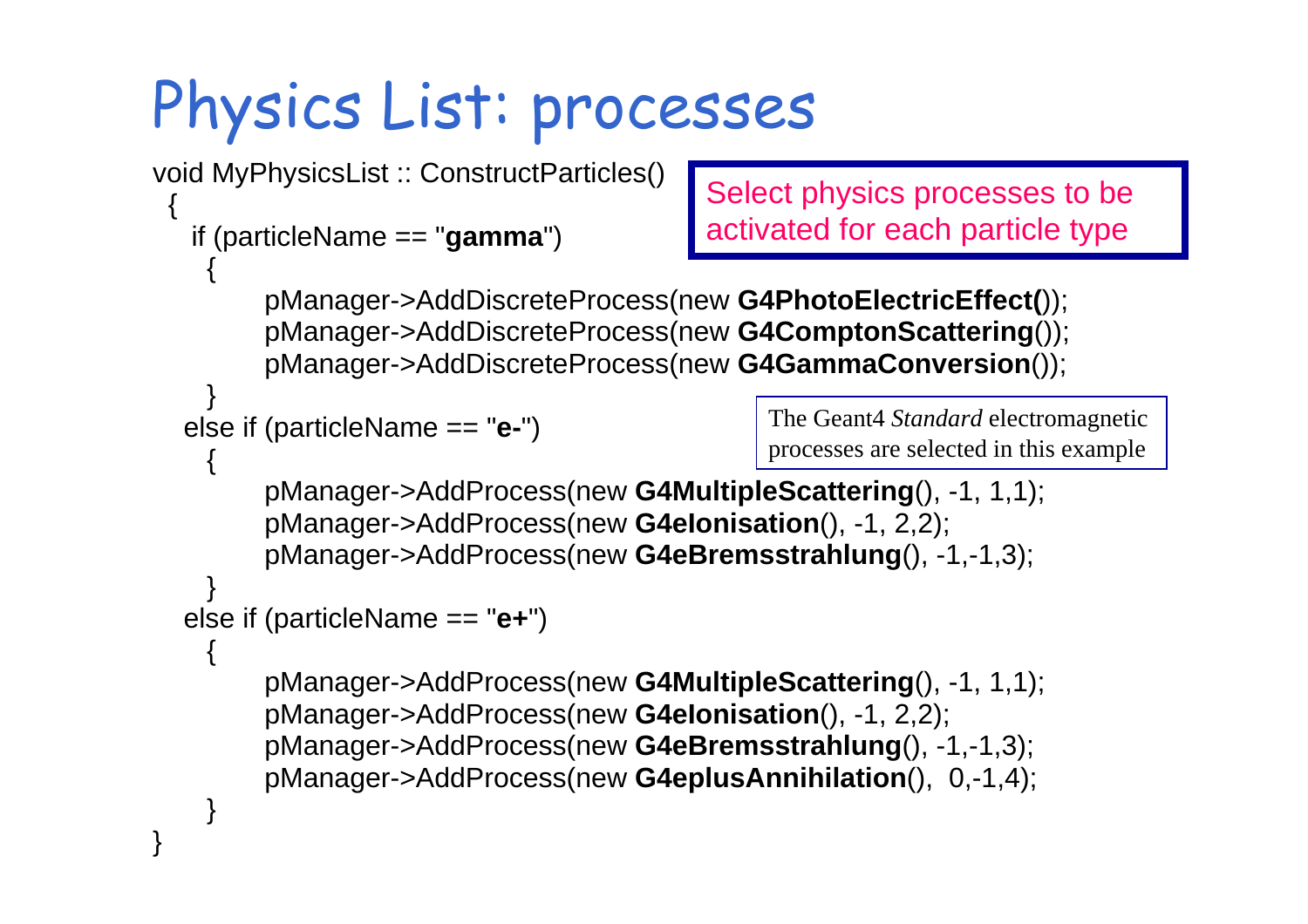# Physics List: processes

```
void MyPhysicsList :: ConstructParticles()
 {
   if (particleName == "gamma")
    {
        pManager->AddDiscreteProcess(new G4PhotoElectricEffect());
        pManager->AddDiscreteProcess(new G4ComptonScattering());
        pManager->AddDiscreteProcess(new G4GammaConversion());
    }
  else if (particleName == "e-")
    {
        pManager->AddProcess(new G4MultipleScattering(), -1, 1,1);
        pManager->AddProcess(new G4eIonisation(), -1, 2,2);
        pManager->AddProcess(new G4eBremsstrahlung(), -1,-1,3);
    }
  else if (particleName == "e+")
    {
        pManager->AddProcess(new G4MultipleScattering(), -1, 1,1);
        pManager->AddProcess(new G4eIonisation(), -1, 2,2);
        pManager->AddProcess(new G4eBremsstrahlung(), -1,-1,3);
        pManager->AddProcess(new G4eplusAnnihilation(),  0,-1,4);
    }
}
```

Select physics processes to be activated for each particle type

The Geant4 *Standard* electromagnetic processes are selected in this example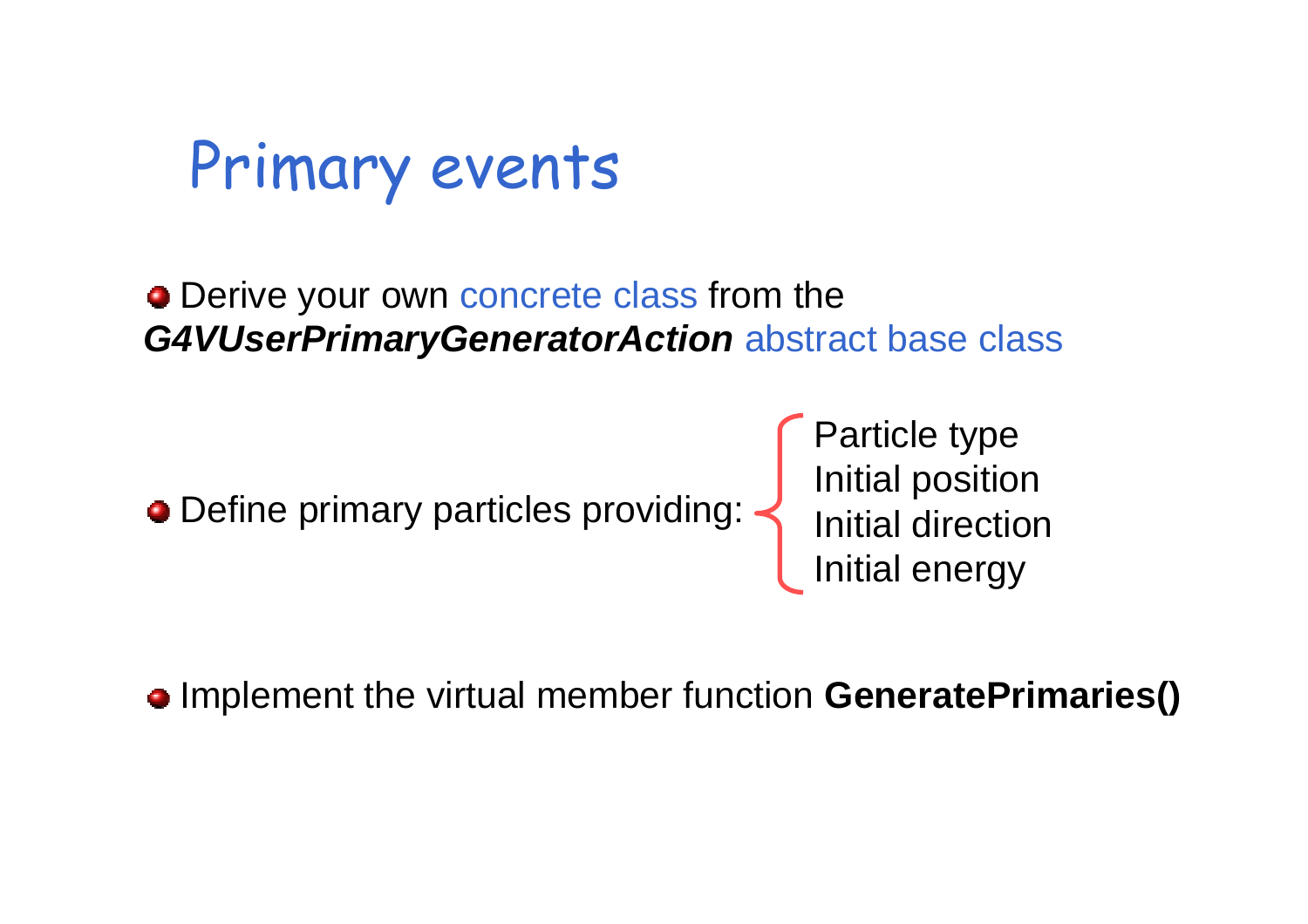# Primary events

- Derive your own concrete class from the ***G4VUserPrimaryGeneratorAction*** abstract base class

- Define primary particles providing:
  - Particle type
  - Initial position
  - Initial direction
  - Initial energy

- Implement the virtual member function **GeneratePrimaries()**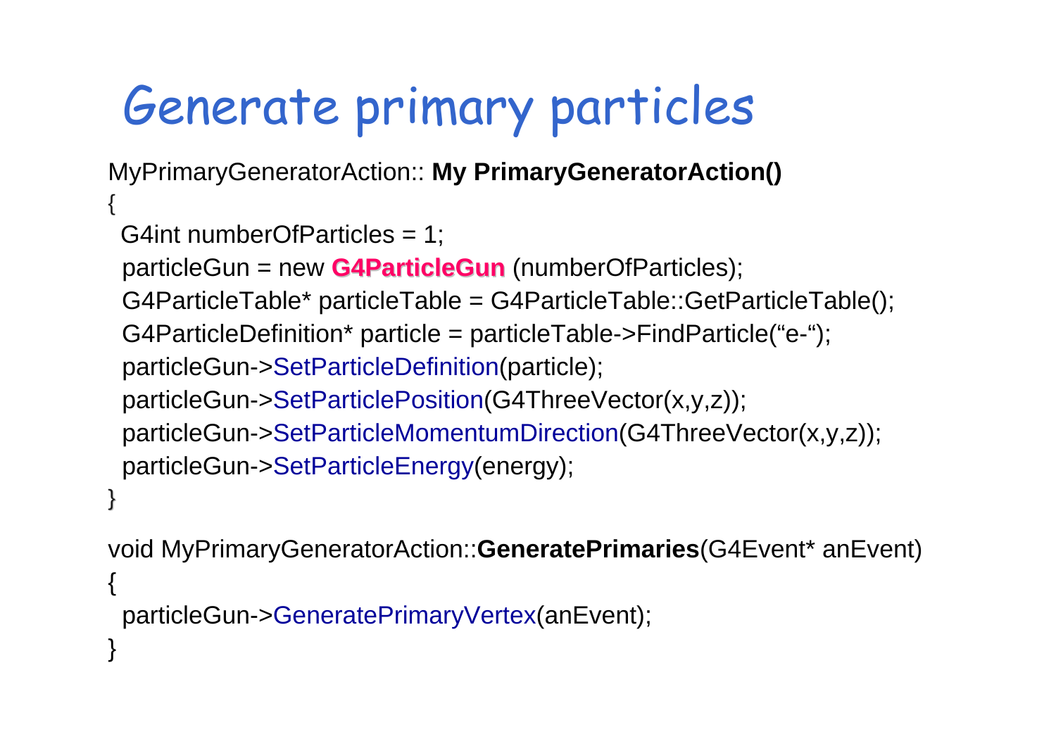# Generate primary particles

```
MyPrimaryGeneratorAction:: My PrimaryGeneratorAction()
{
 G4int numberOfParticles = 1;
 particleGun = new G4ParticleGun (numberOfParticles);
 G4ParticleTable* particleTable = G4ParticleTable::GetParticleTable();
 G4ParticleDefinition* particle = particleTable->FindParticle(“e-“);
 particleGun->SetParticleDefinition(particle);
 particleGun->SetParticlePosition(G4ThreeVector(x,y,z));
 particleGun->SetParticleMomentumDirection(G4ThreeVector(x,y,z));
 particleGun->SetParticleEnergy(energy);
}

void MyPrimaryGeneratorAction::GeneratePrimaries(G4Event* anEvent)
{
 particleGun->GeneratePrimaryVertex(anEvent);
}
```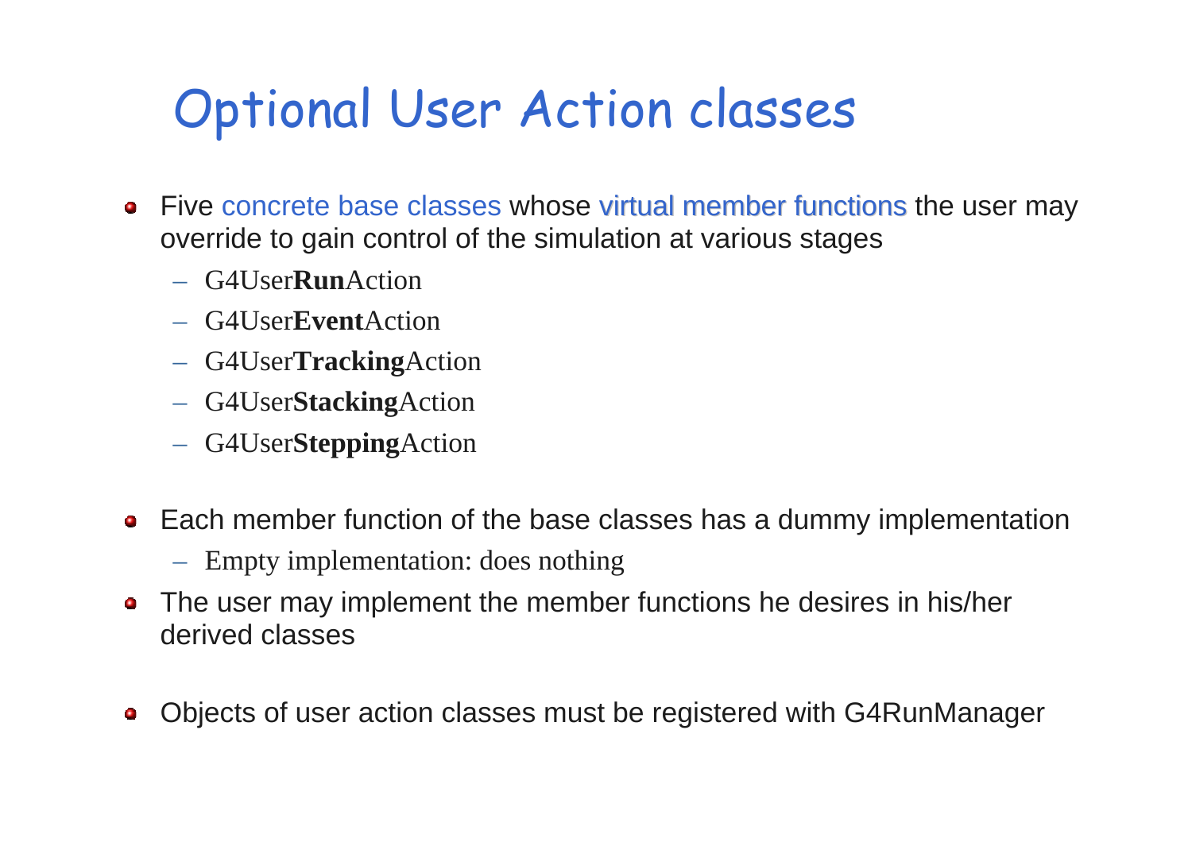# Optional User Action classes

- Five concrete base classes whose virtual member functions the user may override to gain control of the simulation at various stages
  - G4User**Run**Action
  - G4User**Event**Action
  - G4User**Tracking**Action
  - G4User**Stacking**Action
  - G4User**Stepping**Action

- Each member function of the base classes has a dummy implementation
  - Empty implementation: does nothing
- The user may implement the member functions he desires in his/her derived classes

- Objects of user action classes must be registered with G4RunManager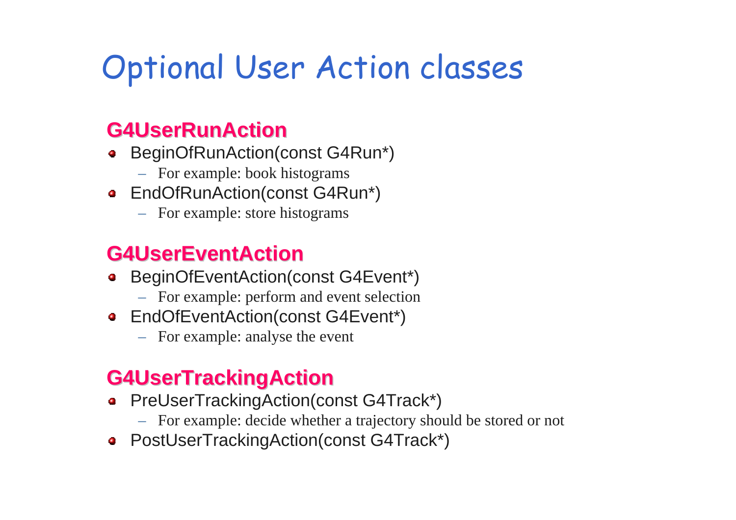# Optional User Action classes

## G4UserRunAction

- BeginOfRunAction(const G4Run*)
  - For example: book histograms
- EndOfRunAction(const G4Run*)
  - For example: store histograms

## G4UserEventAction

- BeginOfEventAction(const G4Event*)
  - For example: perform and event selection
- EndOfEventAction(const G4Event*)
  - For example: analyse the event

## G4UserTrackingAction

- PreUserTrackingAction(const G4Track*)
  - For example: decide whether a trajectory should be stored or not
- PostUserTrackingAction(const G4Track*)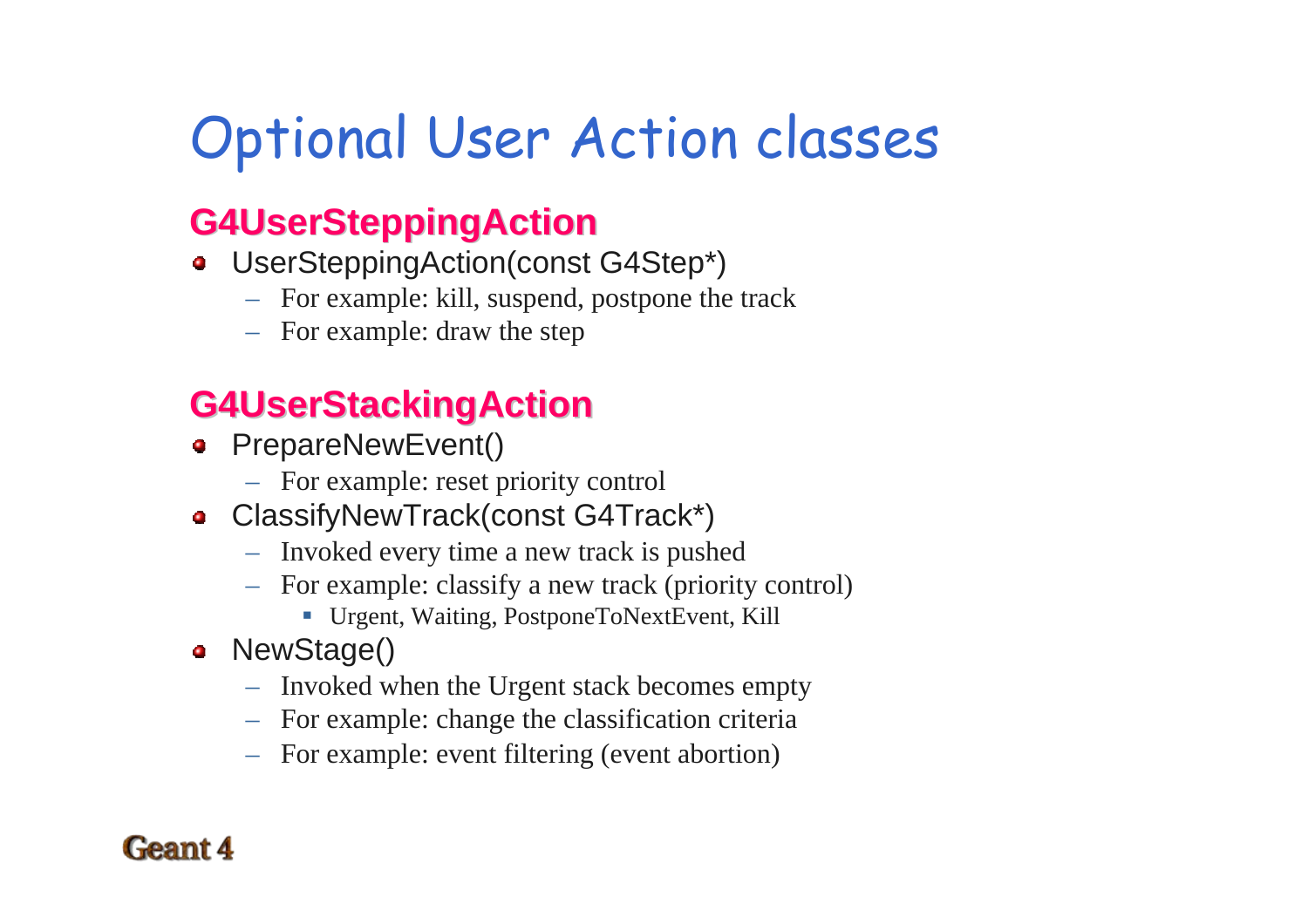# Optional User Action classes

## G4UserSteppingAction

- UserSteppingAction(const G4Step*)
  - For example: kill, suspend, postpone the track
  - For example: draw the step

## G4UserStackingAction

- PrepareNewEvent()
  - For example: reset priority control
- ClassifyNewTrack(const G4Track*)
  - Invoked every time a new track is pushed
  - For example: classify a new track (priority control)
    - Urgent, Waiting, PostponeToNextEvent, Kill
- NewStage()
  - Invoked when the Urgent stack becomes empty
  - For example: change the classification criteria
  - For example: event filtering (event abortion)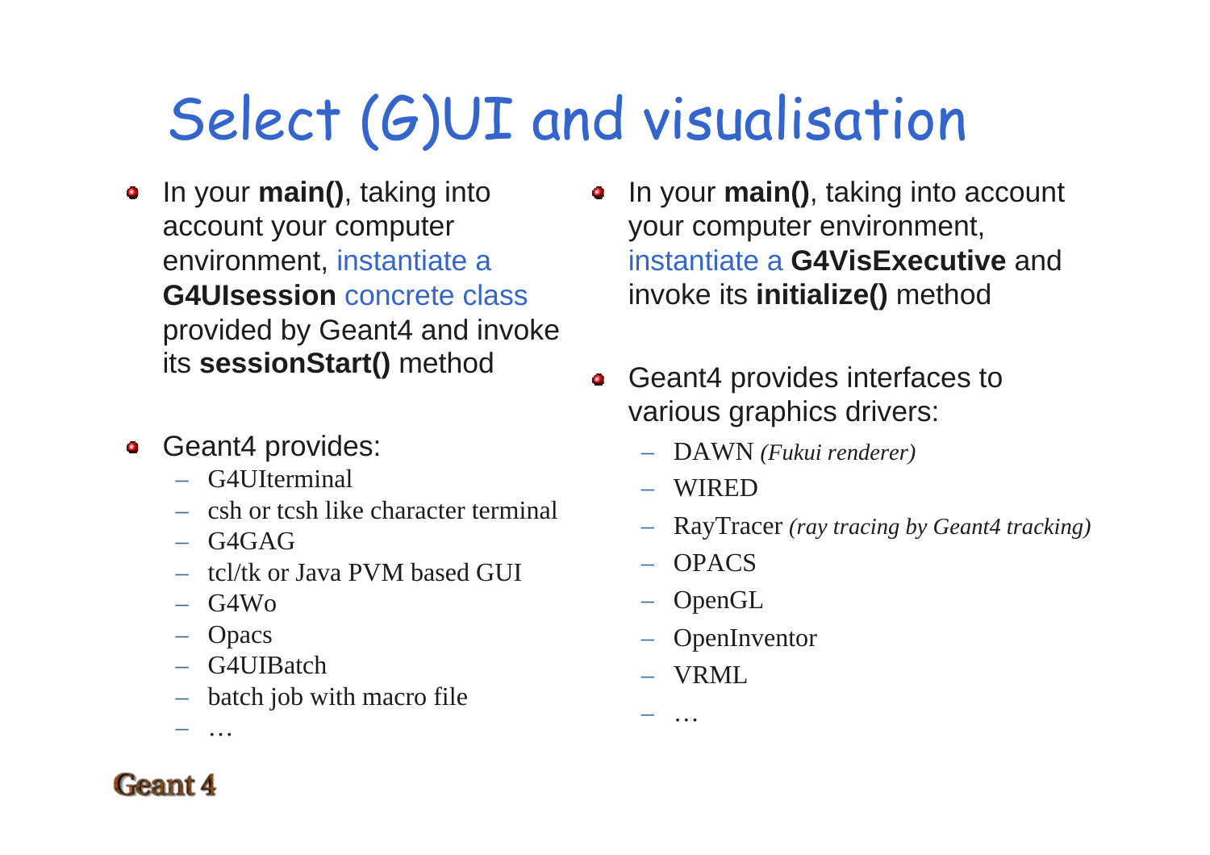# Select (G)UI and visualisation

- In your **main()**, taking into account your computer environment, instantiate a **G4UIsession** concrete class provided by Geant4 and invoke its **sessionStart()** method

- Geant4 provides:
  - G4UIterminal
  - csh or tcsh like character terminal
  - G4GAG
  - tcl/tk or Java PVM based GUI
  - G4Wo
  - Opacs
  - G4UIBatch
  - batch job with macro file
  - …

- In your **main()**, taking into account your computer environment, instantiate a **G4VisExecutive** and invoke its **initialize()** method

- Geant4 provides interfaces to various graphics drivers:
  - DAWN *(Fukui renderer)*
  - WIRED
  - RayTracer *(ray tracing by Geant4 tracking)*
  - OPACS
  - OpenGL
  - OpenInventor
  - VRML
  - …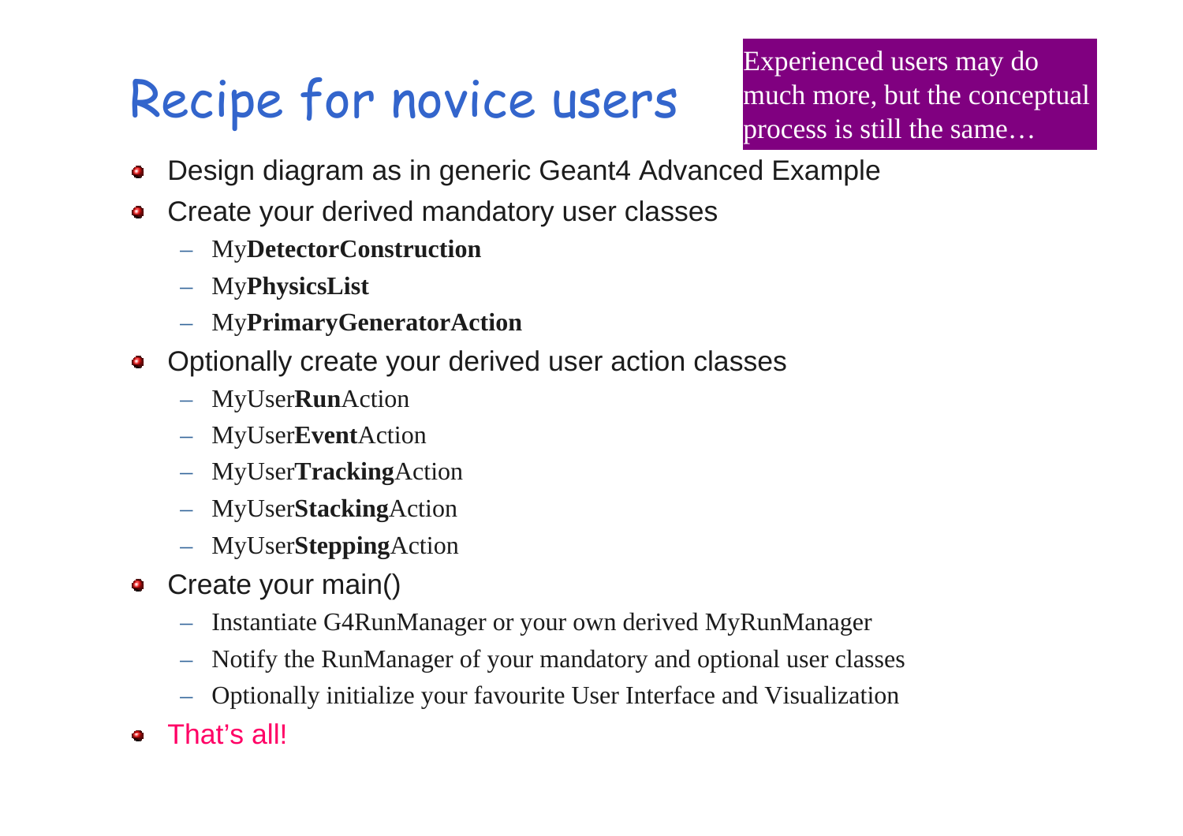# Recipe for novice users

Experienced users may do much more, but the conceptual process is still the same…

- Design diagram as in generic Geant4 Advanced Example
- Create your derived mandatory user classes
  - My**DetectorConstruction**
  - My**PhysicsList**
  - My**PrimaryGeneratorAction**
- Optionally create your derived user action classes
  - MyUser**Run**Action
  - MyUser**Event**Action
  - MyUser**Tracking**Action
  - MyUser**Stacking**Action
  - MyUser**Stepping**Action
- Create your main()
  - Instantiate G4RunManager or your own derived MyRunManager
  - Notify the RunManager of your mandatory and optional user classes
  - Optionally initialize your favourite User Interface and Visualization
- That's all!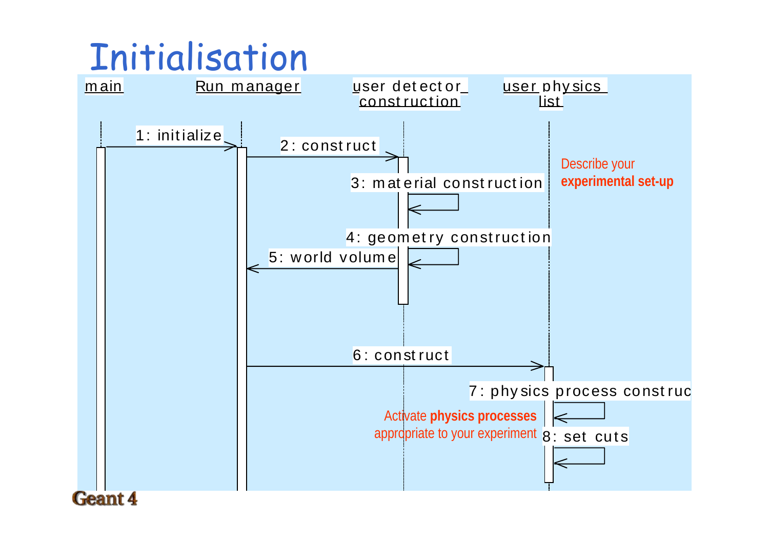# Initialisation

main

Run manager

user detector construction

user physics list

1: initialize

2: construct

3: material construction

4: geometry construction

5: world volume

6: construct

7: physics process construc

8: set cuts

Describe your **experimental set-up**

Activate **physics processes** appropriate to your experiment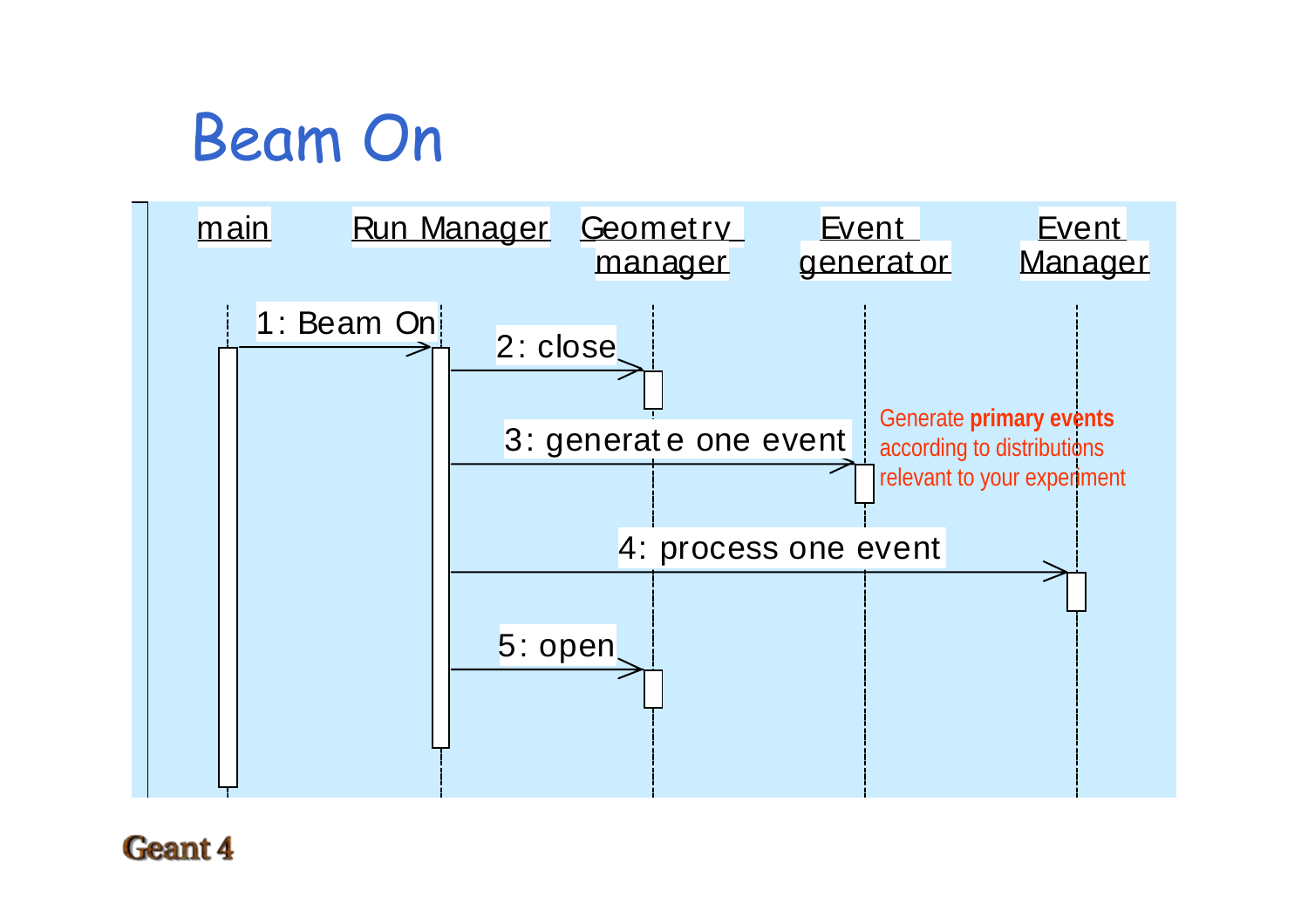# Beam On

main | Run Manager | Geometry manager | Event generator | Event Manager

1: Beam On

2: close

3: generate one event

4: process one event

5: open

Generate **primary events** according to distributions relevant to your experiment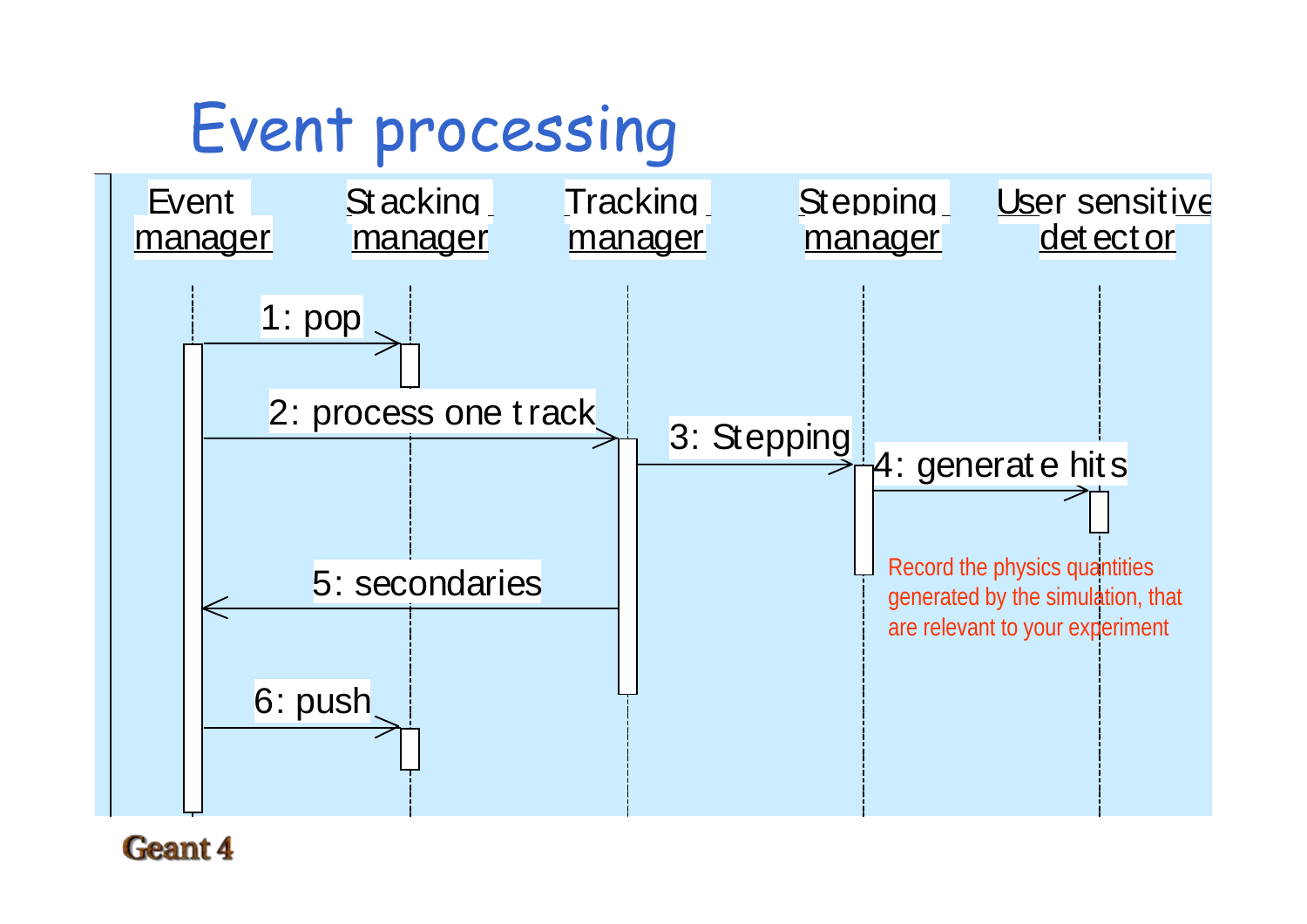# Event processing

Event manager

Stacking manager

Tracking manager

Stepping manager

User sensitive detector

1: pop

2: process one track

3: Stepping

4: generate hits

5: secondaries

6: push

Record the physics quantities generated by the simulation, that are relevant to your experiment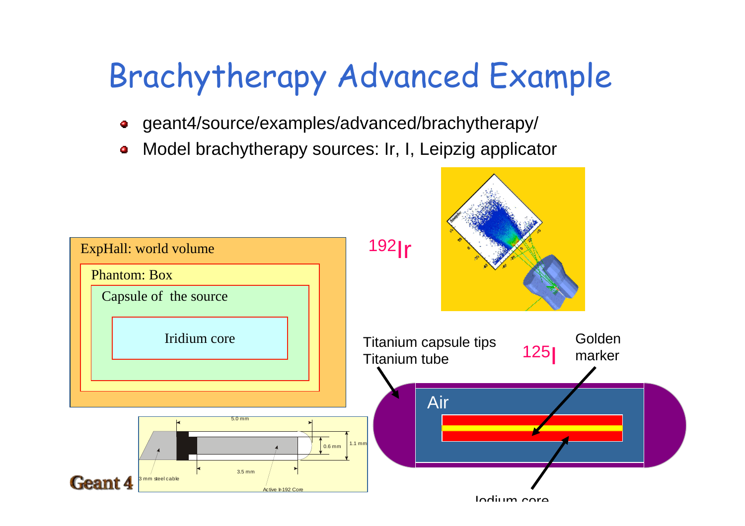# Brachytherapy Advanced Example

- geant4/source/examples/advanced/brachytherapy/
- Model brachytherapy sources: Ir, I, Leipzig applicator

ExpHall: world volume

Phantom: Box

Capsule of the source

Iridium core

$^{192}$Ir

5.0 mm

0.6 mm

1.1 mm

3.5 mm

3 mm steel cable

Active Ir-192 Core

Titanium capsule tips
Titanium tube

$^{125}$I

Golden marker

Air

Iodium core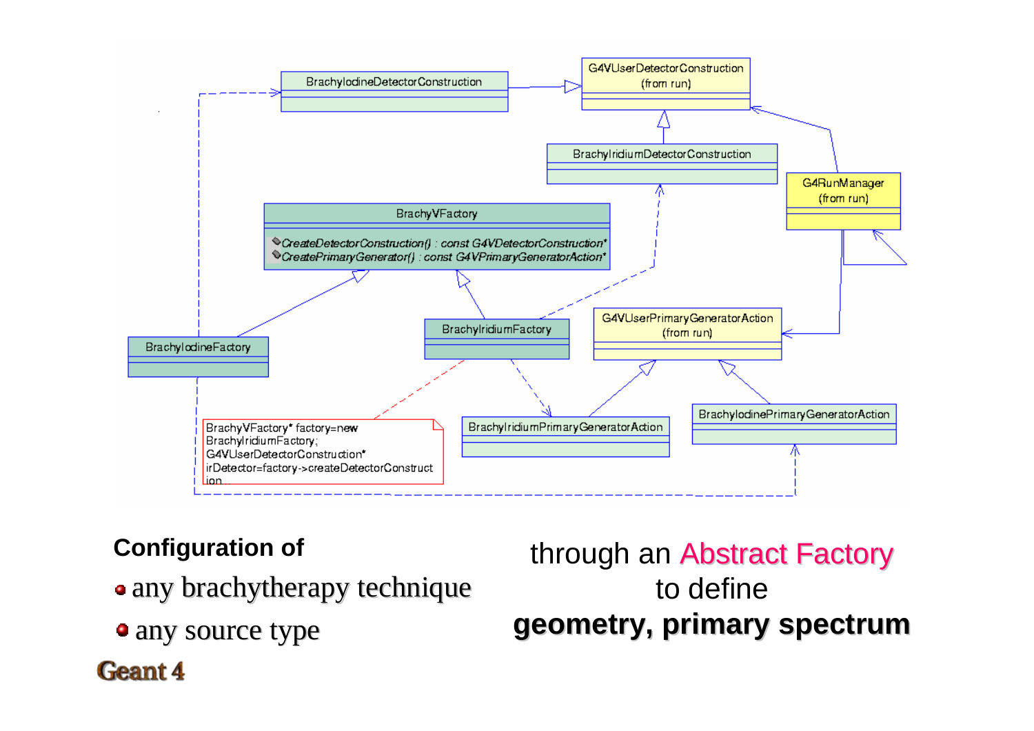**Configuration of**

- any brachytherapy technique
- any source type

through an Abstract Factory
to define
**geometry, primary spectrum**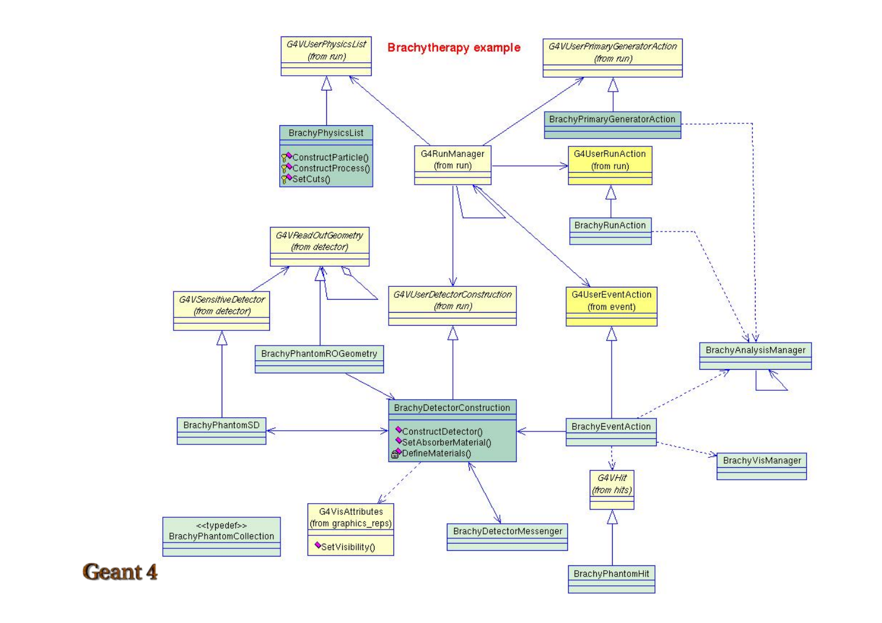# Brachytherapy example

G4VUserPhysicsList (from run)

G4VUserPrimaryGeneratorAction (from run)

BrachyPhysicsList
- ConstructParticle()
- ConstructProcess()
- SetCuts()

BrachyPrimaryGeneratorAction

G4RunManager (from run)

G4UserRunAction (from run)

BrachyRunAction

G4VReadOutGeometry (from detector)

G4VSensitiveDetector (from detector)

G4VUserDetectorConstruction (from run)

G4UserEventAction (from event)

BrachyAnalysisManager

BrachyPhantomROGeometry

BrachyDetectorConstruction
- ConstructDetector()
- SetAbsorberMaterial()
- DefineMaterials()

BrachyPhantomSD

BrachyEventAction

BrachyVisManager

G4VHit (from hits)

G4VisAttributes (from graphics_reps)
- SetVisibility()

BrachyDetectorMessenger

<<typedef>> BrachyPhantomCollection

BrachyPhantomHit

Geant 4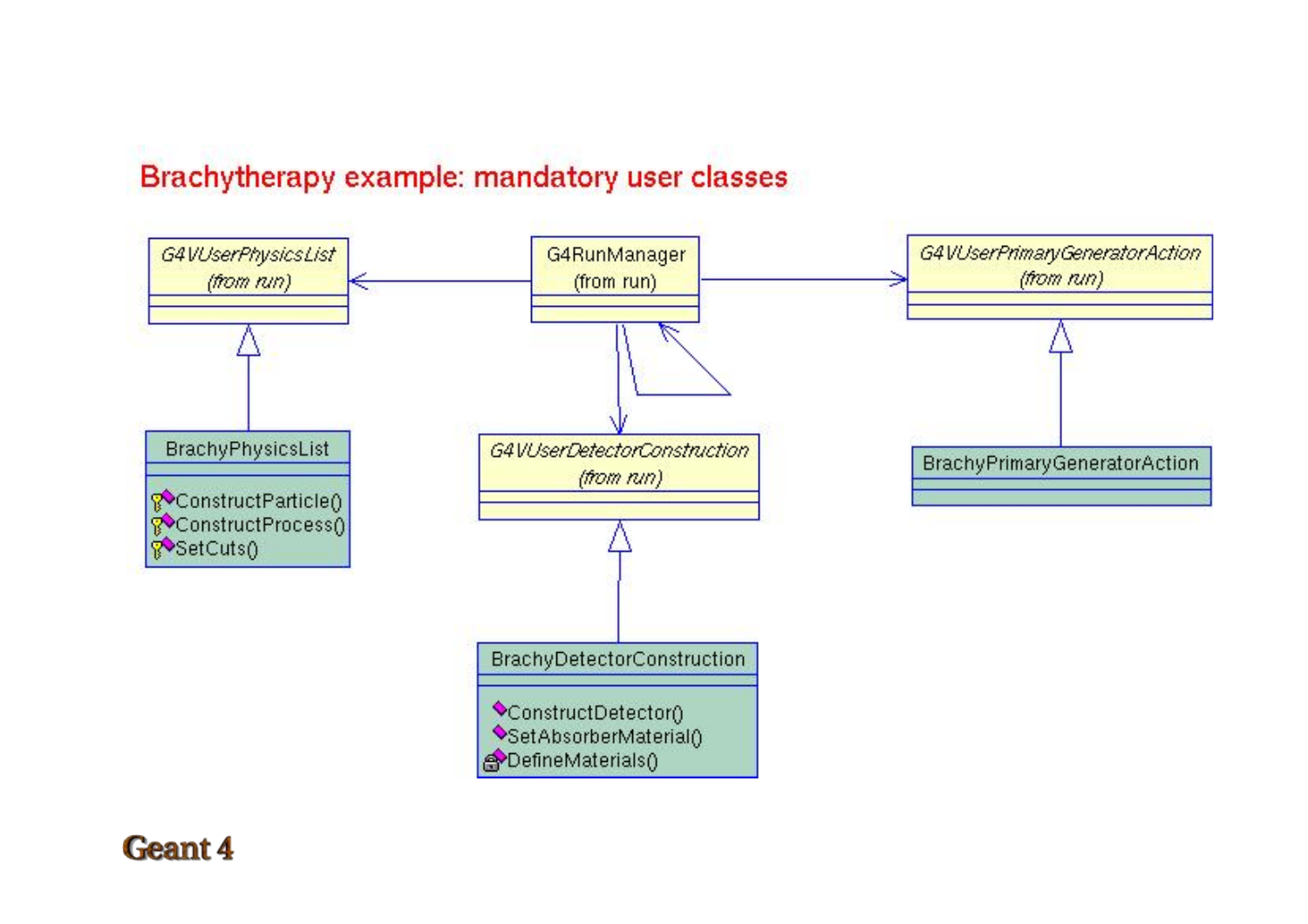# Brachytherapy example: mandatory user classes

G4VUserPhysicsList
(from run)

G4RunManager
(from run)

G4VUserPrimaryGeneratorAction
(from run)

BrachyPhysicsList

- ConstructParticle()
- ConstructProcess()
- SetCuts()

G4VUserDetectorConstruction
(from run)

BrachyPrimaryGeneratorAction

BrachyDetectorConstruction

- ConstructDetector()
- SetAbsorberMaterial()
- DefineMaterials()

Geant 4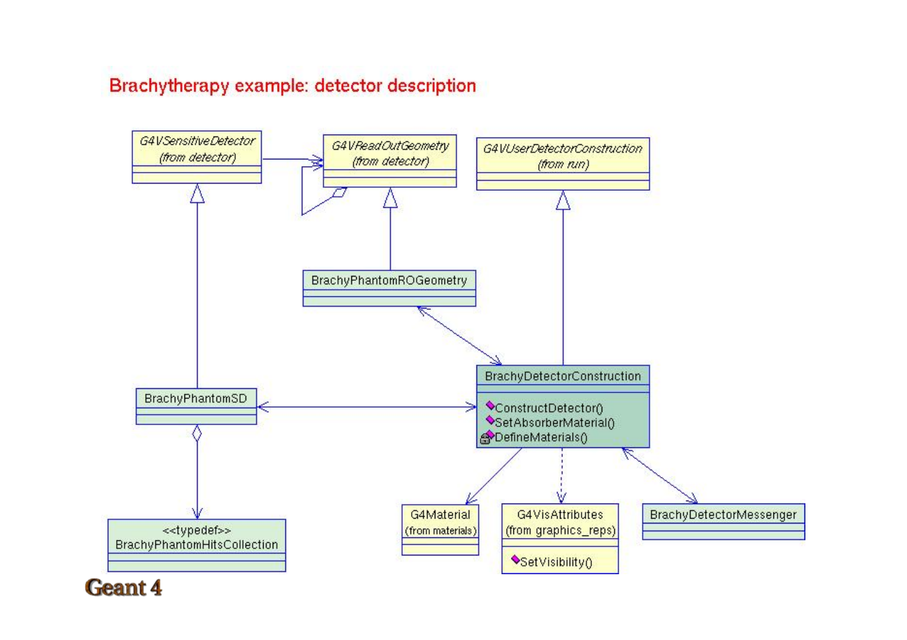# Brachytherapy example: detector description

G4VSensitiveDetector (from detector)

G4VReadOutGeometry (from detector)

G4VUserDetectorConstruction (from run)

BrachyPhantomROGeometry

BrachyDetectorConstruction

- ConstructDetector()
- SetAbsorberMaterial()
- DefineMaterials()

BrachyPhantomSD

<<typedef>> BrachyPhantomHitsCollection

G4Material (from materials)

G4VisAttributes (from graphics_reps)

- SetVisibility()

BrachyDetectorMessenger

Geant 4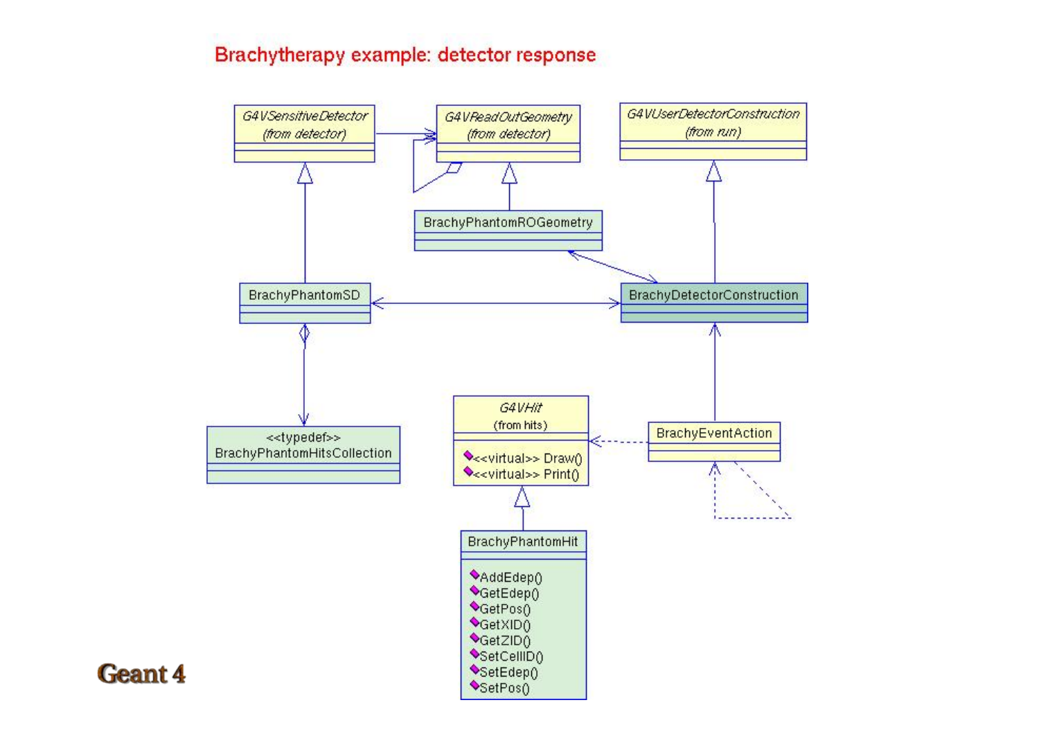# Brachytherapy example: detector response

G4VSensitiveDetector
(from detector)

G4VReadOutGeometry
(from detector)

G4VUserDetectorConstruction
(from run)

BrachyPhantomROGeometry

BrachyPhantomSD

BrachyDetectorConstruction

<<typedef>>
BrachyPhantomHitsCollection

G4VHit
(from hits)

<<virtual>> Draw()
<<virtual>> Print()

BrachyEventAction

BrachyPhantomHit

- AddEdep()
- GetEdep()
- GetPos()
- GetXID()
- GetZID()
- SetCellID()
- SetEdep()
- SetPos()

Geant 4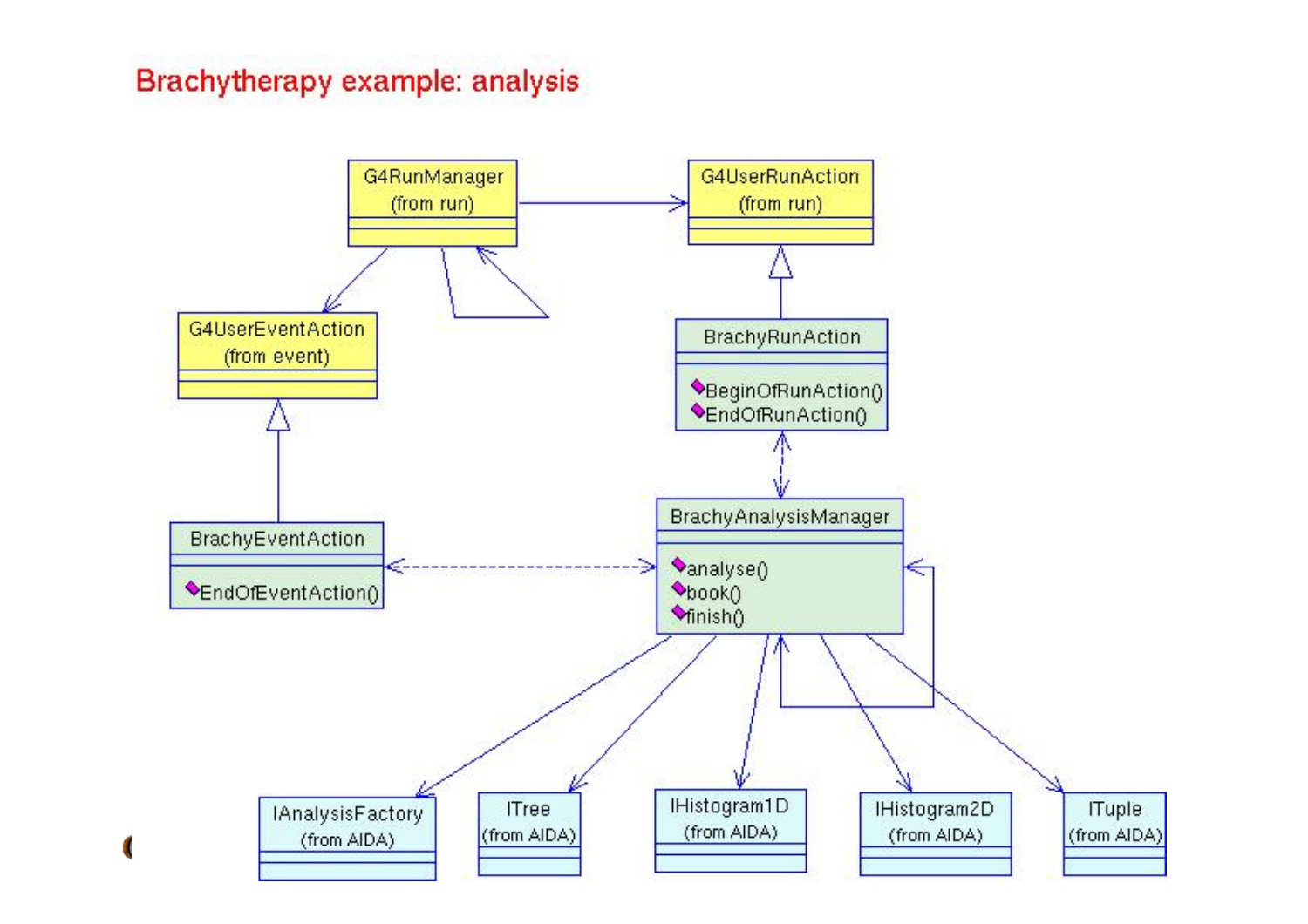# Brachytherapy example: analysis

G4RunManager (from run)

G4UserRunAction (from run)

G4UserEventAction (from event)

BrachyRunAction
- BeginOfRunAction()
- EndOfRunAction()

BrachyEventAction
- EndOfEventAction()

BrachyAnalysisManager
- analyse()
- book()
- finish()

IAnalysisFactory (from AIDA)

ITree (from AIDA)

IHistogram1D (from AIDA)

IHistogram2D (from AIDA)

ITuple (from AIDA)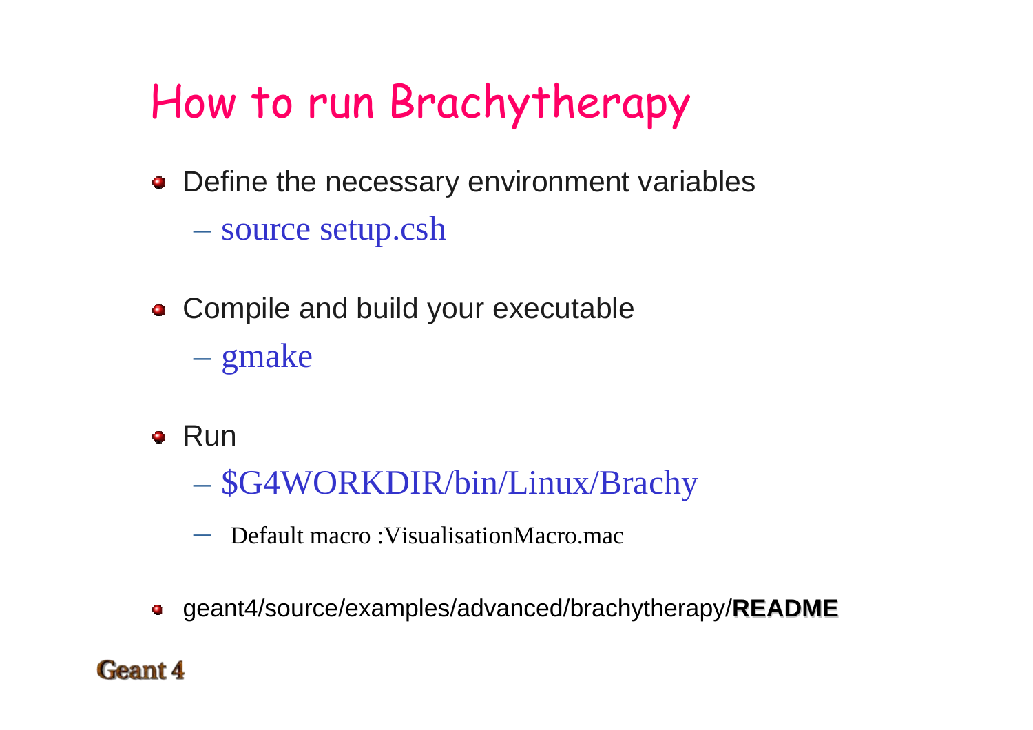# How to run Brachytherapy

- Define the necessary environment variables
  - source setup.csh
- Compile and build your executable
  - gmake
- Run
  - $G4WORKDIR/bin/Linux/Brachy
  - Default macro :VisualisationMacro.mac
- geant4/source/examples/advanced/brachytherapy/**README**

Geant 4